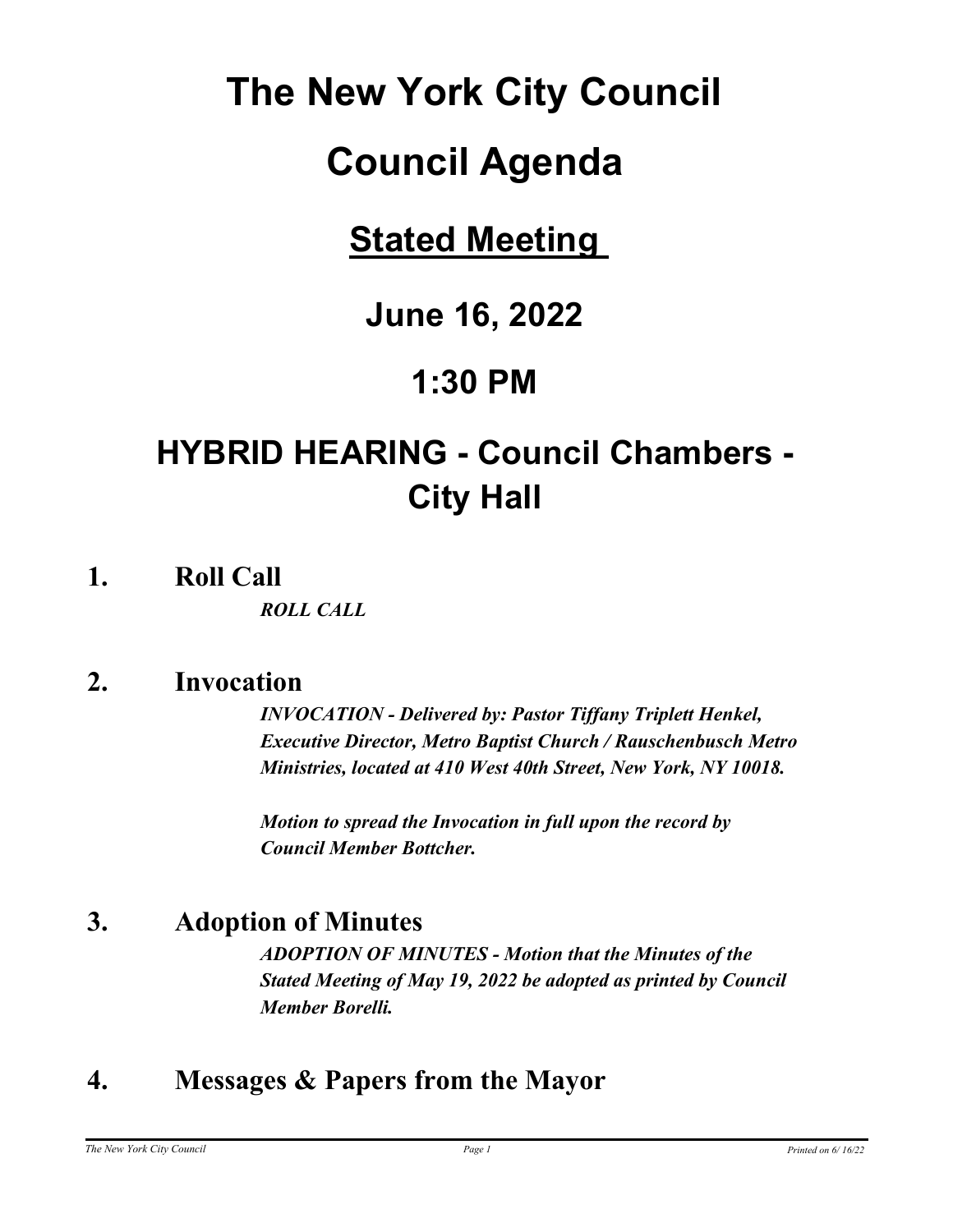# The New York City Council

# Council Agenda

## Stated Meeting

## June 16, 2022

## 1:30 PM

## HYBRID HEARING - Council Chambers - City Hall

### 1. Roll Call

***ROLL CALL***

### 2. Invocation

***INVOCATION - Delivered by: Pastor Tiffany Triplett Henkel, Executive Director, Metro Baptist Church / Rauschenbusch Metro Ministries, located at 410 West 40th Street, New York, NY 10018.***

***Motion to spread the Invocation in full upon the record by Council Member Bottcher.***

### 3. Adoption of Minutes

***ADOPTION OF MINUTES - Motion that the Minutes of the Stated Meeting of May 19, 2022 be adopted as printed by Council Member Borelli.***

### 4. Messages & Papers from the Mayor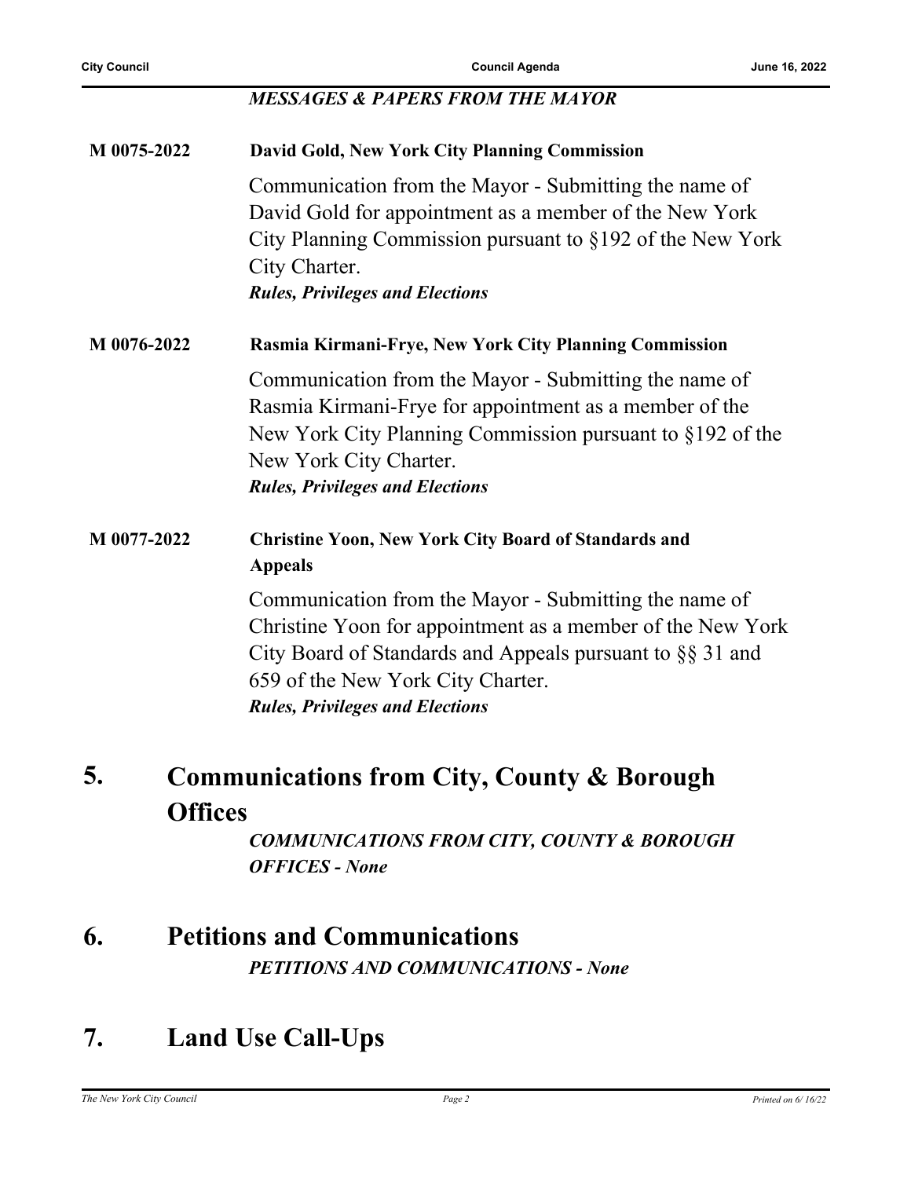***MESSAGES & PAPERS FROM THE MAYOR***

**M 0075-2022** **David Gold, New York City Planning Commission**

Communication from the Mayor - Submitting the name of David Gold for appointment as a member of the New York City Planning Commission pursuant to §192 of the New York City Charter.

***Rules, Privileges and Elections***

**M 0076-2022** **Rasmia Kirmani-Frye, New York City Planning Commission**

Communication from the Mayor - Submitting the name of Rasmia Kirmani-Frye for appointment as a member of the New York City Planning Commission pursuant to §192 of the New York City Charter.

***Rules, Privileges and Elections***

**M 0077-2022** **Christine Yoon, New York City Board of Standards and Appeals**

Communication from the Mayor - Submitting the name of Christine Yoon for appointment as a member of the New York City Board of Standards and Appeals pursuant to §§ 31 and 659 of the New York City Charter.

***Rules, Privileges and Elections***

## 5. Communications from City, County & Borough Offices

***COMMUNICATIONS FROM CITY, COUNTY & BOROUGH OFFICES - None***

## 6. Petitions and Communications

***PETITIONS AND COMMUNICATIONS - None***

## 7. Land Use Call-Ups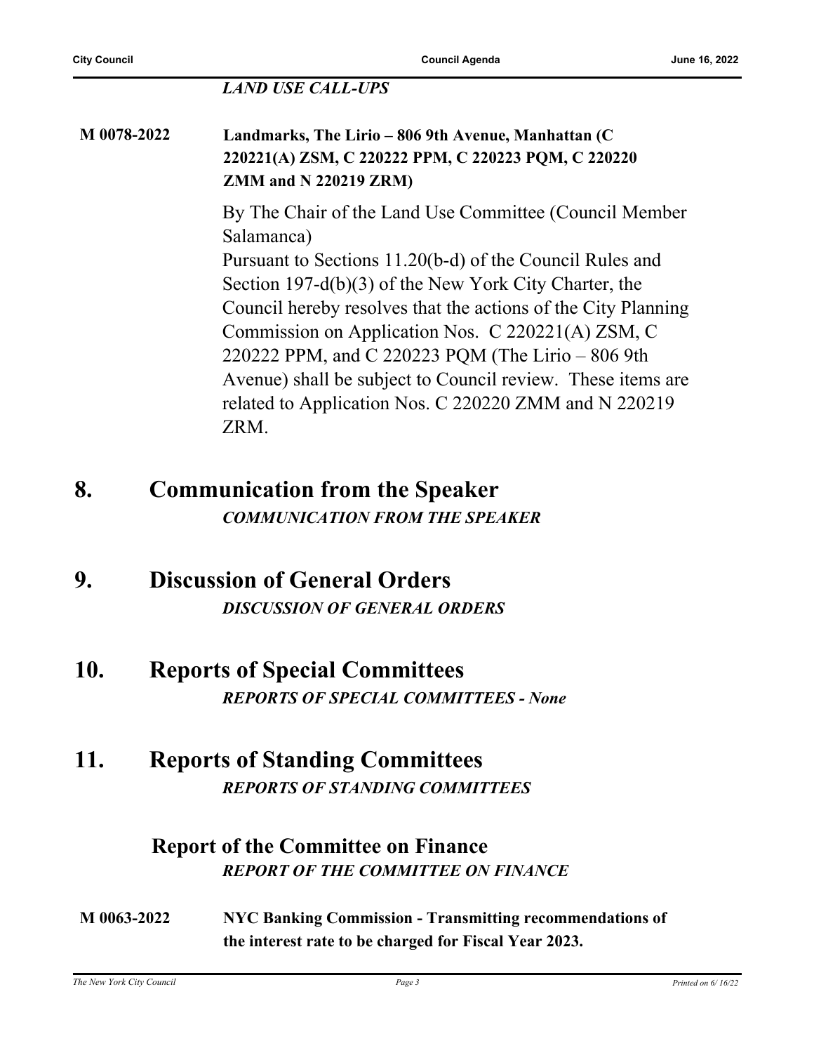***LAND USE CALL-UPS***

**M 0078-2022** **Landmarks, The Lirio – 806 9th Avenue, Manhattan (C 220221(A) ZSM, C 220222 PPM, C 220223 PQM, C 220220 ZMM and N 220219 ZRM)**

By The Chair of the Land Use Committee (Council Member Salamanca)

Pursuant to Sections 11.20(b-d) of the Council Rules and Section 197-d(b)(3) of the New York City Charter, the Council hereby resolves that the actions of the City Planning Commission on Application Nos. C 220221(A) ZSM, C 220222 PPM, and C 220223 PQM (The Lirio – 806 9th Avenue) shall be subject to Council review. These items are related to Application Nos. C 220220 ZMM and N 220219 ZRM.

# 8. Communication from the Speaker

***COMMUNICATION FROM THE SPEAKER***

# 9. Discussion of General Orders

***DISCUSSION OF GENERAL ORDERS***

# 10. Reports of Special Committees

***REPORTS OF SPECIAL COMMITTEES - None***

# 11. Reports of Standing Committees

***REPORTS OF STANDING COMMITTEES***

## Report of the Committee on Finance

***REPORT OF THE COMMITTEE ON FINANCE***

**M 0063-2022** **NYC Banking Commission - Transmitting recommendations of the interest rate to be charged for Fiscal Year 2023.**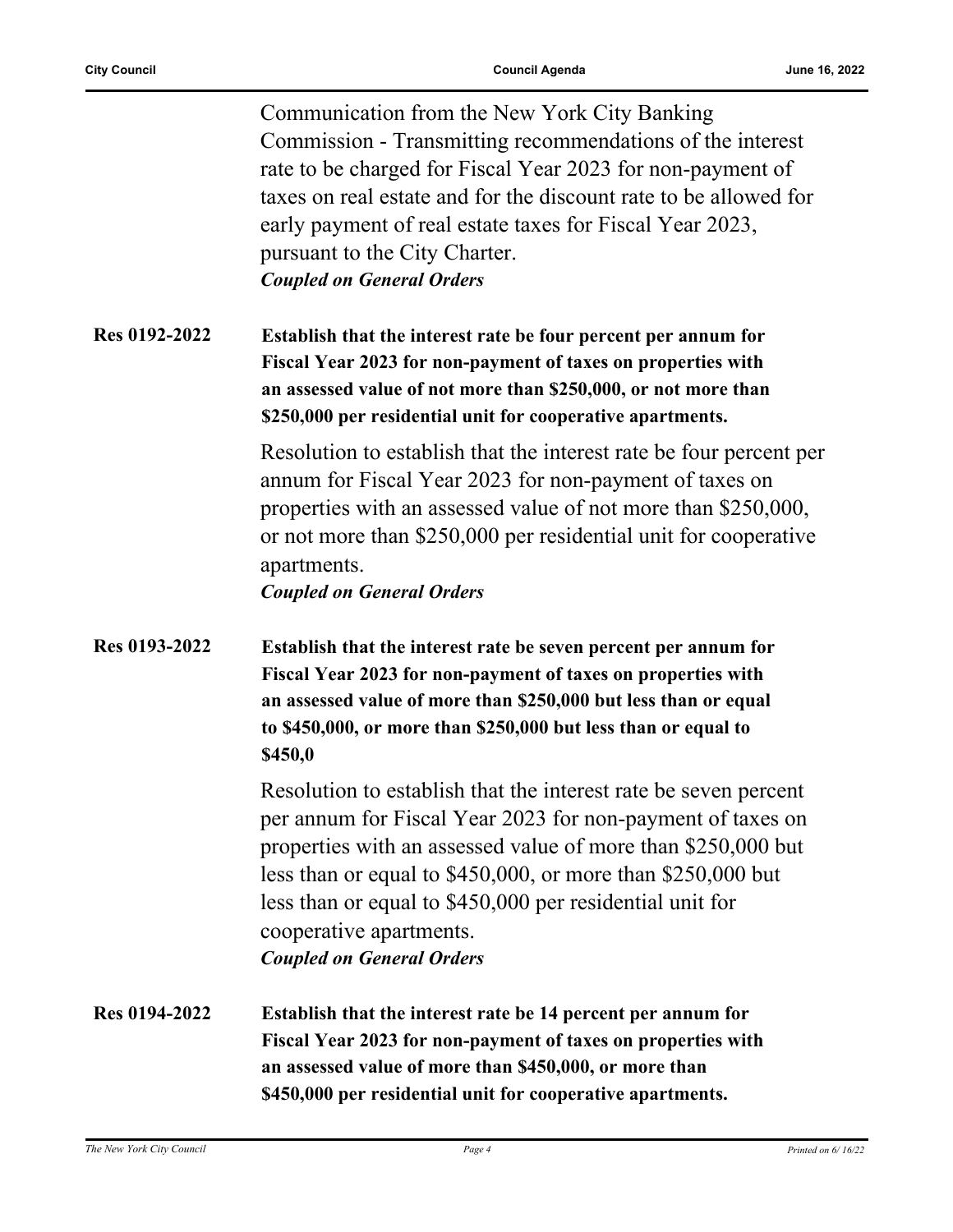Communication from the New York City Banking Commission - Transmitting recommendations of the interest rate to be charged for Fiscal Year 2023 for non-payment of taxes on real estate and for the discount rate to be allowed for early payment of real estate taxes for Fiscal Year 2023, pursuant to the City Charter.
***Coupled on General Orders***

**Res 0192-2022** **Establish that the interest rate be four percent per annum for Fiscal Year 2023 for non-payment of taxes on properties with an assessed value of not more than $250,000, or not more than $250,000 per residential unit for cooperative apartments.**

Resolution to establish that the interest rate be four percent per annum for Fiscal Year 2023 for non-payment of taxes on properties with an assessed value of not more than $250,000, or not more than $250,000 per residential unit for cooperative apartments.
***Coupled on General Orders***

**Res 0193-2022** **Establish that the interest rate be seven percent per annum for Fiscal Year 2023 for non-payment of taxes on properties with an assessed value of more than $250,000 but less than or equal to $450,000, or more than $250,000 but less than or equal to $450,0**

Resolution to establish that the interest rate be seven percent per annum for Fiscal Year 2023 for non-payment of taxes on properties with an assessed value of more than $250,000 but less than or equal to $450,000, or more than $250,000 but less than or equal to $450,000 per residential unit for cooperative apartments.
***Coupled on General Orders***

**Res 0194-2022** **Establish that the interest rate be 14 percent per annum for Fiscal Year 2023 for non-payment of taxes on properties with an assessed value of more than $450,000, or more than $450,000 per residential unit for cooperative apartments.**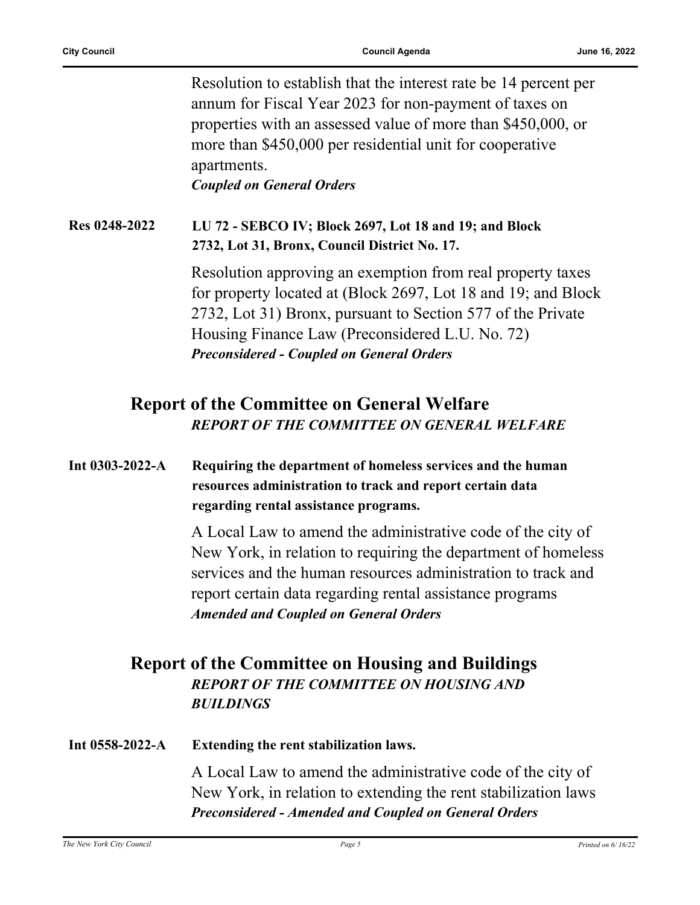Resolution to establish that the interest rate be 14 percent per annum for Fiscal Year 2023 for non-payment of taxes on properties with an assessed value of more than $450,000, or more than $450,000 per residential unit for cooperative apartments.

***Coupled on General Orders***

**Res 0248-2022** **LU 72 - SEBCO IV; Block 2697, Lot 18 and 19; and Block 2732, Lot 31, Bronx, Council District No. 17.**

Resolution approving an exemption from real property taxes for property located at (Block 2697, Lot 18 and 19; and Block 2732, Lot 31) Bronx, pursuant to Section 577 of the Private Housing Finance Law (Preconsidered L.U. No. 72)

***Preconsidered - Coupled on General Orders***

## Report of the Committee on General Welfare

***REPORT OF THE COMMITTEE ON GENERAL WELFARE***

**Int 0303-2022-A** **Requiring the department of homeless services and the human resources administration to track and report certain data regarding rental assistance programs.**

A Local Law to amend the administrative code of the city of New York, in relation to requiring the department of homeless services and the human resources administration to track and report certain data regarding rental assistance programs

***Amended and Coupled on General Orders***

## Report of the Committee on Housing and Buildings

***REPORT OF THE COMMITTEE ON HOUSING AND BUILDINGS***

**Int 0558-2022-A** **Extending the rent stabilization laws.**

A Local Law to amend the administrative code of the city of New York, in relation to extending the rent stabilization laws

***Preconsidered - Amended and Coupled on General Orders***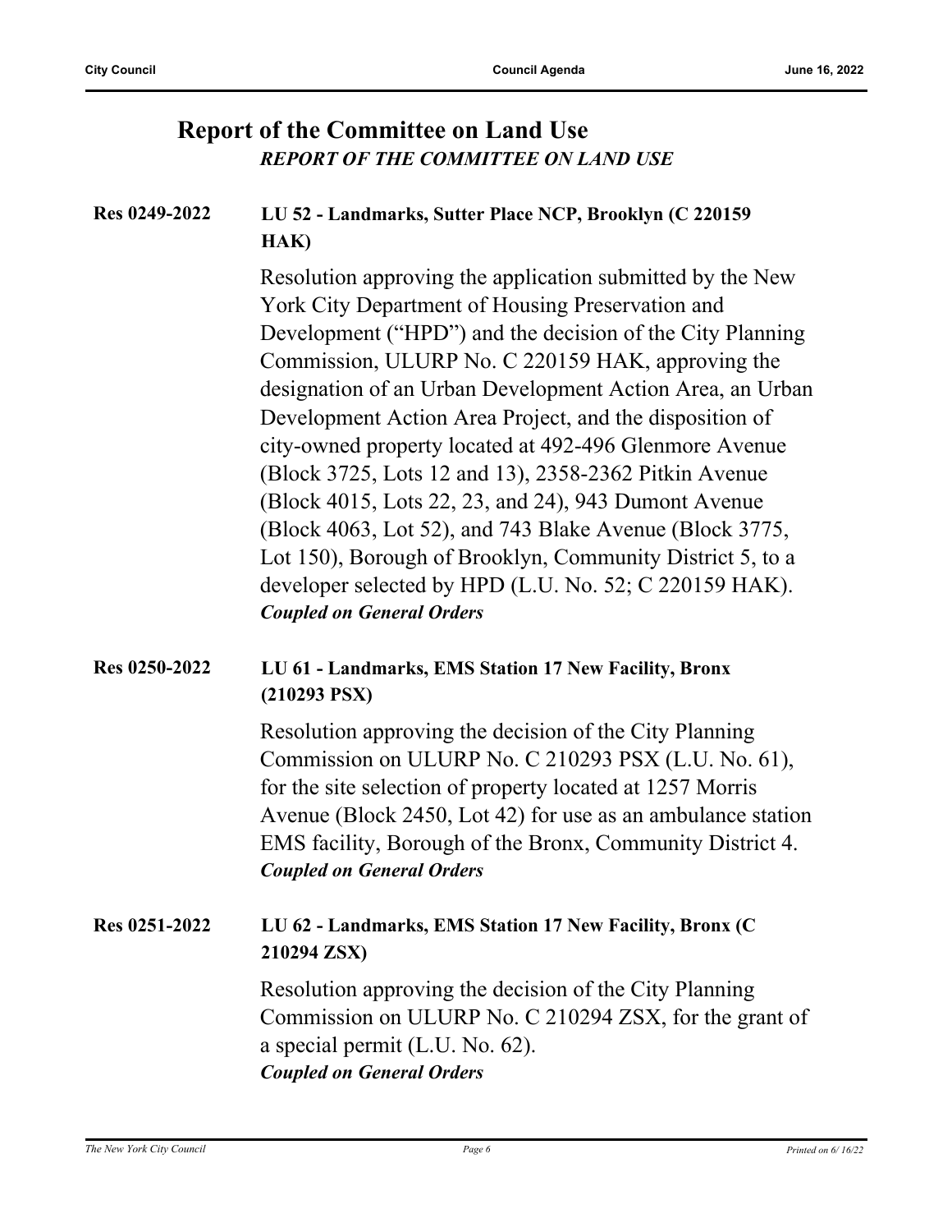## Report of the Committee on Land Use

***REPORT OF THE COMMITTEE ON LAND USE***

**Res 0249-2022** **LU 52 - Landmarks, Sutter Place NCP, Brooklyn (C 220159 HAK)**

Resolution approving the application submitted by the New York City Department of Housing Preservation and Development ("HPD") and the decision of the City Planning Commission, ULURP No. C 220159 HAK, approving the designation of an Urban Development Action Area, an Urban Development Action Area Project, and the disposition of city-owned property located at 492-496 Glenmore Avenue (Block 3725, Lots 12 and 13), 2358-2362 Pitkin Avenue (Block 4015, Lots 22, 23, and 24), 943 Dumont Avenue (Block 4063, Lot 52), and 743 Blake Avenue (Block 3775, Lot 150), Borough of Brooklyn, Community District 5, to a developer selected by HPD (L.U. No. 52; C 220159 HAK).

***Coupled on General Orders***

**Res 0250-2022** **LU 61 - Landmarks, EMS Station 17 New Facility, Bronx (210293 PSX)**

Resolution approving the decision of the City Planning Commission on ULURP No. C 210293 PSX (L.U. No. 61), for the site selection of property located at 1257 Morris Avenue (Block 2450, Lot 42) for use as an ambulance station EMS facility, Borough of the Bronx, Community District 4.

***Coupled on General Orders***

**Res 0251-2022** **LU 62 - Landmarks, EMS Station 17 New Facility, Bronx (C 210294 ZSX)**

Resolution approving the decision of the City Planning Commission on ULURP No. C 210294 ZSX, for the grant of a special permit (L.U. No. 62).

***Coupled on General Orders***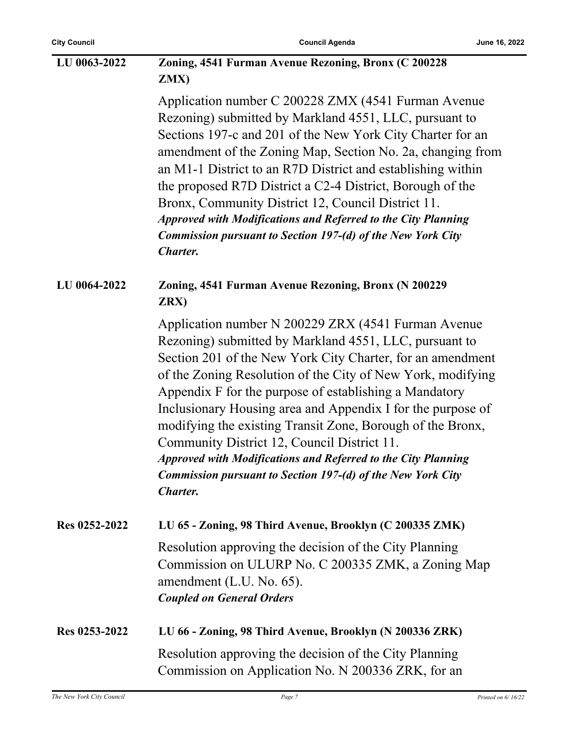**LU 0063-2022** **Zoning, 4541 Furman Avenue Rezoning, Bronx (C 200228 ZMX)**

Application number C 200228 ZMX (4541 Furman Avenue Rezoning) submitted by Markland 4551, LLC, pursuant to Sections 197-c and 201 of the New York City Charter for an amendment of the Zoning Map, Section No. 2a, changing from an M1-1 District to an R7D District and establishing within the proposed R7D District a C2-4 District, Borough of the Bronx, Community District 12, Council District 11.

***Approved with Modifications and Referred to the City Planning Commission pursuant to Section 197-(d) of the New York City Charter.***

**LU 0064-2022** **Zoning, 4541 Furman Avenue Rezoning, Bronx (N 200229 ZRX)**

Application number N 200229 ZRX (4541 Furman Avenue Rezoning) submitted by Markland 4551, LLC, pursuant to Section 201 of the New York City Charter, for an amendment of the Zoning Resolution of the City of New York, modifying Appendix F for the purpose of establishing a Mandatory Inclusionary Housing area and Appendix I for the purpose of modifying the existing Transit Zone, Borough of the Bronx, Community District 12, Council District 11.

***Approved with Modifications and Referred to the City Planning Commission pursuant to Section 197-(d) of the New York City Charter.***

**Res 0252-2022** **LU 65 - Zoning, 98 Third Avenue, Brooklyn (C 200335 ZMK)**

Resolution approving the decision of the City Planning Commission on ULURP No. C 200335 ZMK, a Zoning Map amendment (L.U. No. 65).

***Coupled on General Orders***

**Res 0253-2022** **LU 66 - Zoning, 98 Third Avenue, Brooklyn (N 200336 ZRK)**

Resolution approving the decision of the City Planning Commission on Application No. N 200336 ZRK, for an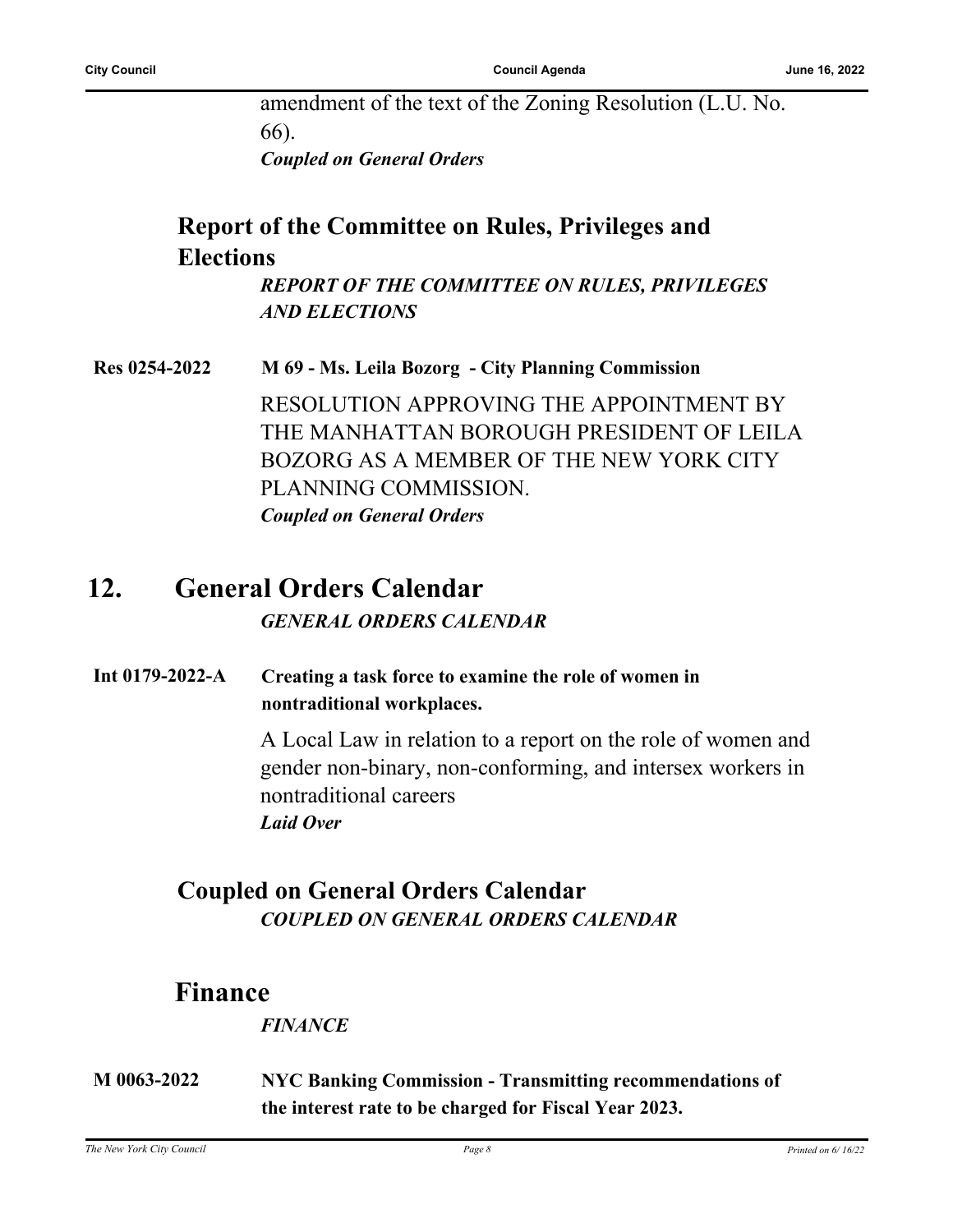amendment of the text of the Zoning Resolution (L.U. No. 66).

***Coupled on General Orders***

## Report of the Committee on Rules, Privileges and Elections

***REPORT OF THE COMMITTEE ON RULES, PRIVILEGES AND ELECTIONS***

**Res 0254-2022** **M 69 - Ms. Leila Bozorg - City Planning Commission**

RESOLUTION APPROVING THE APPOINTMENT BY THE MANHATTAN BOROUGH PRESIDENT OF LEILA BOZORG AS A MEMBER OF THE NEW YORK CITY PLANNING COMMISSION.

***Coupled on General Orders***

# 12. General Orders Calendar

***GENERAL ORDERS CALENDAR***

**Int 0179-2022-A** **Creating a task force to examine the role of women in nontraditional workplaces.**

A Local Law in relation to a report on the role of women and gender non-binary, non-conforming, and intersex workers in nontraditional careers

***Laid Over***

## Coupled on General Orders Calendar

***COUPLED ON GENERAL ORDERS CALENDAR***

## Finance

***FINANCE***

**M 0063-2022** **NYC Banking Commission - Transmitting recommendations of the interest rate to be charged for Fiscal Year 2023.**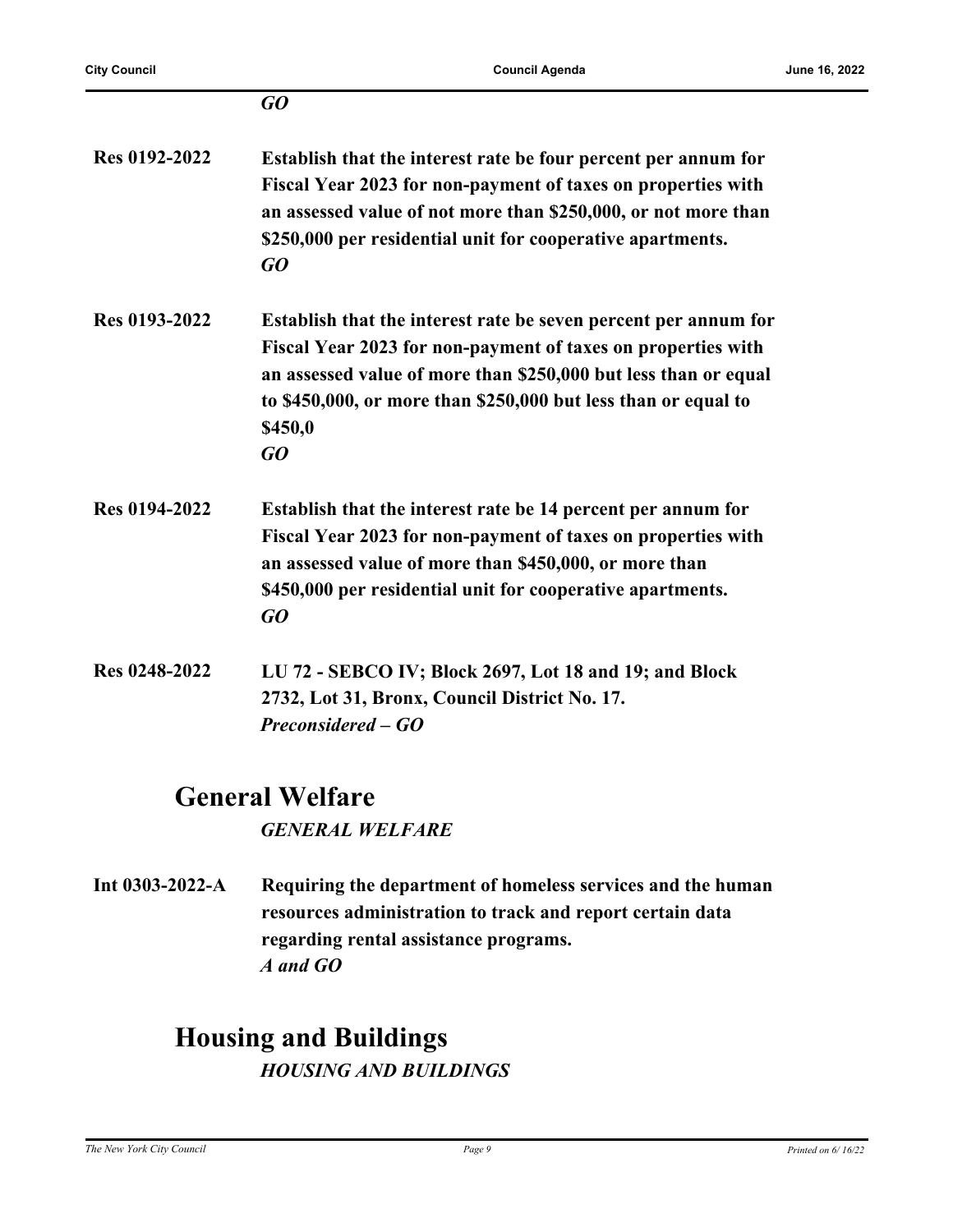*GO*

**Res 0192-2022** **Establish that the interest rate be four percent per annum for Fiscal Year 2023 for non-payment of taxes on properties with an assessed value of not more than $250,000, or not more than $250,000 per residential unit for cooperative apartments.**
*GO*

**Res 0193-2022** **Establish that the interest rate be seven percent per annum for Fiscal Year 2023 for non-payment of taxes on properties with an assessed value of more than $250,000 but less than or equal to $450,000, or more than $250,000 but less than or equal to $450,0**
*GO*

**Res 0194-2022** **Establish that the interest rate be 14 percent per annum for Fiscal Year 2023 for non-payment of taxes on properties with an assessed value of more than $450,000, or more than $450,000 per residential unit for cooperative apartments.**
*GO*

**Res 0248-2022** **LU 72 - SEBCO IV; Block 2697, Lot 18 and 19; and Block 2732, Lot 31, Bronx, Council District No. 17.**
*Preconsidered – GO*

## General Welfare

***GENERAL WELFARE***

**Int 0303-2022-A** **Requiring the department of homeless services and the human resources administration to track and report certain data regarding rental assistance programs.**
*A and GO*

## Housing and Buildings

***HOUSING AND BUILDINGS***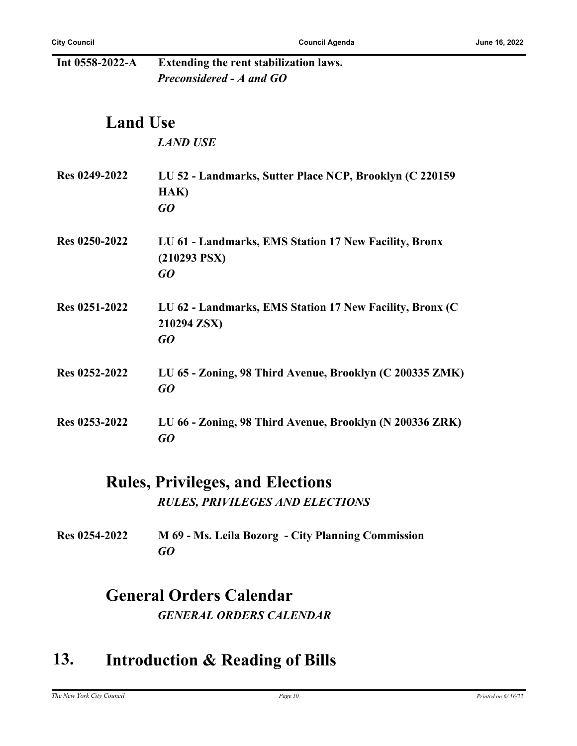**Int 0558-2022-A** **Extending the rent stabilization laws.**
***Preconsidered - A and GO***

## Land Use

***LAND USE***

**Res 0249-2022** **LU 52 - Landmarks, Sutter Place NCP, Brooklyn (C 220159 HAK)**
***GO***

**Res 0250-2022** **LU 61 - Landmarks, EMS Station 17 New Facility, Bronx (210293 PSX)**
***GO***

**Res 0251-2022** **LU 62 - Landmarks, EMS Station 17 New Facility, Bronx (C 210294 ZSX)**
***GO***

**Res 0252-2022** **LU 65 - Zoning, 98 Third Avenue, Brooklyn (C 200335 ZMK)**
***GO***

**Res 0253-2022** **LU 66 - Zoning, 98 Third Avenue, Brooklyn (N 200336 ZRK)**
***GO***

## Rules, Privileges, and Elections

***RULES, PRIVILEGES AND ELECTIONS***

**Res 0254-2022** **M 69 - Ms. Leila Bozorg - City Planning Commission**
***GO***

## General Orders Calendar

***GENERAL ORDERS CALENDAR***

# 13. Introduction & Reading of Bills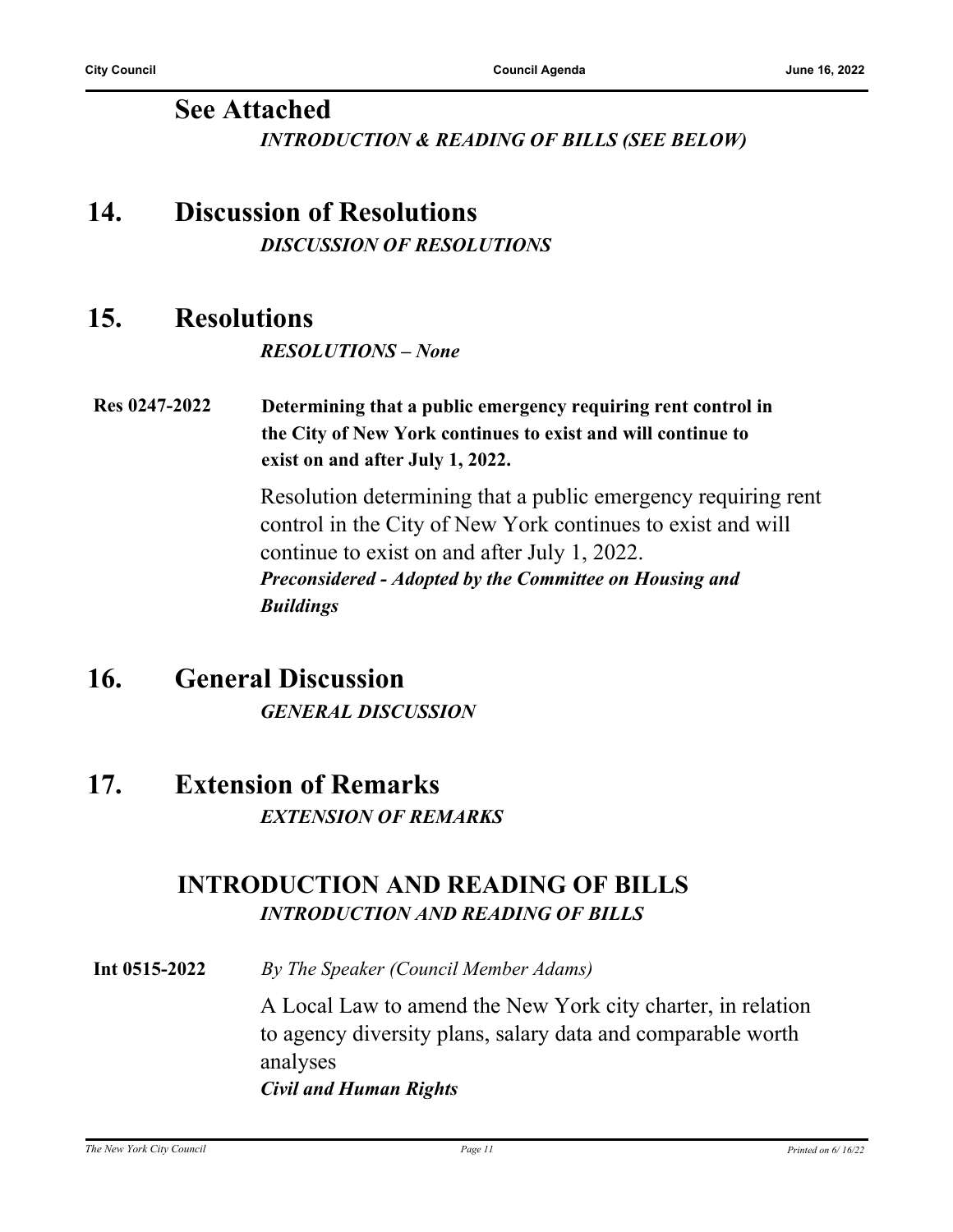## See Attached

***INTRODUCTION & READING OF BILLS (SEE BELOW)***

## 14. Discussion of Resolutions

***DISCUSSION OF RESOLUTIONS***

## 15. Resolutions

***RESOLUTIONS – None***

**Res 0247-2022** **Determining that a public emergency requiring rent control in the City of New York continues to exist and will continue to exist on and after July 1, 2022.**

Resolution determining that a public emergency requiring rent control in the City of New York continues to exist and will continue to exist on and after July 1, 2022.

***Preconsidered - Adopted by the Committee on Housing and Buildings***

## 16. General Discussion

***GENERAL DISCUSSION***

## 17. Extension of Remarks

***EXTENSION OF REMARKS***

## INTRODUCTION AND READING OF BILLS

***INTRODUCTION AND READING OF BILLS***

**Int 0515-2022** *By The Speaker (Council Member Adams)*

A Local Law to amend the New York city charter, in relation to agency diversity plans, salary data and comparable worth analyses

***Civil and Human Rights***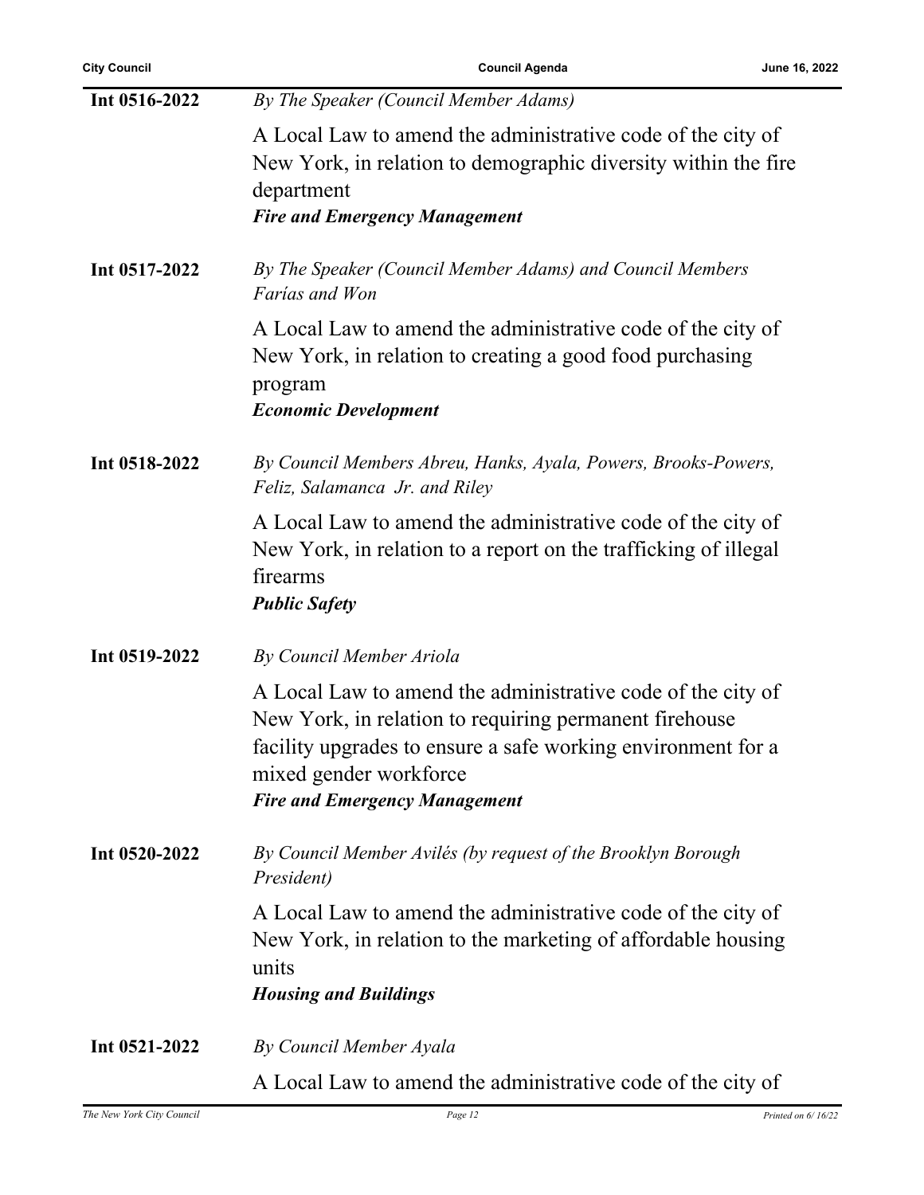**Int 0516-2022** *By The Speaker (Council Member Adams)*

A Local Law to amend the administrative code of the city of New York, in relation to demographic diversity within the fire department

***Fire and Emergency Management***

**Int 0517-2022** *By The Speaker (Council Member Adams) and Council Members Farías and Won*

A Local Law to amend the administrative code of the city of New York, in relation to creating a good food purchasing program

***Economic Development***

**Int 0518-2022** *By Council Members Abreu, Hanks, Ayala, Powers, Brooks-Powers, Feliz, Salamanca Jr. and Riley*

A Local Law to amend the administrative code of the city of New York, in relation to a report on the trafficking of illegal firearms

***Public Safety***

**Int 0519-2022** *By Council Member Ariola*

A Local Law to amend the administrative code of the city of New York, in relation to requiring permanent firehouse facility upgrades to ensure a safe working environment for a mixed gender workforce

***Fire and Emergency Management***

**Int 0520-2022** *By Council Member Avilés (by request of the Brooklyn Borough President)*

A Local Law to amend the administrative code of the city of New York, in relation to the marketing of affordable housing units

***Housing and Buildings***

**Int 0521-2022** *By Council Member Ayala*

A Local Law to amend the administrative code of the city of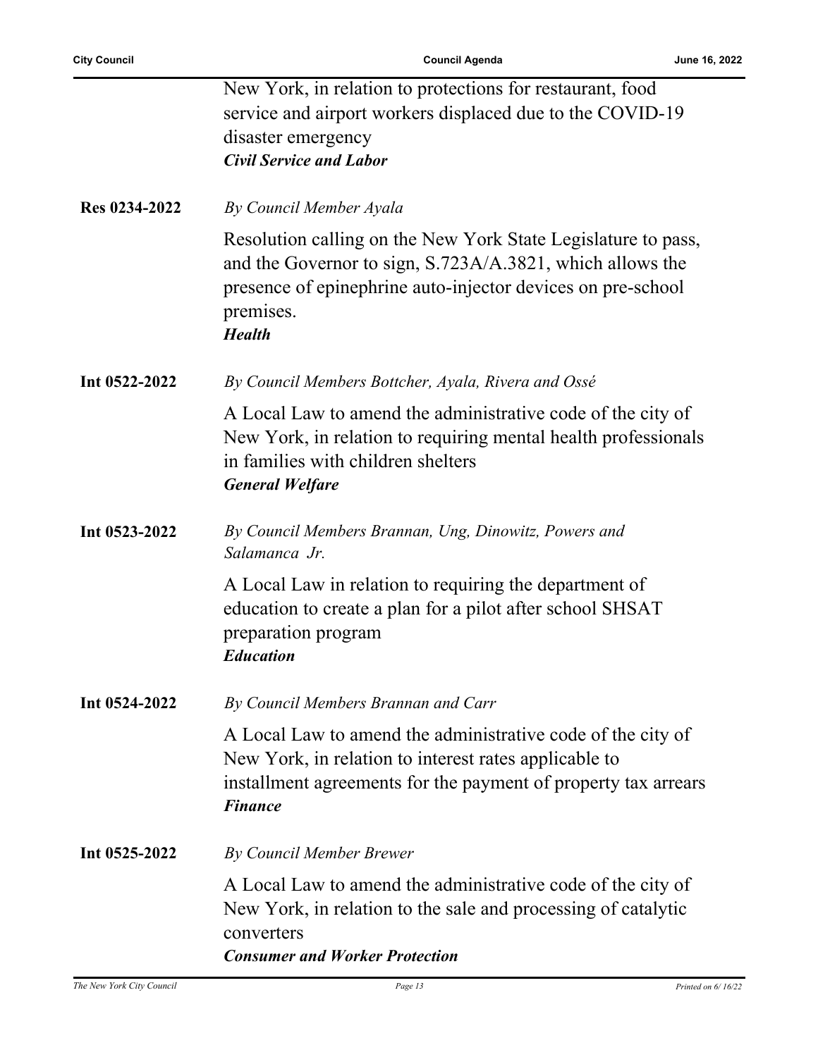New York, in relation to protections for restaurant, food service and airport workers displaced due to the COVID-19 disaster emergency
***Civil Service and Labor***

**Res 0234-2022** *By Council Member Ayala*

Resolution calling on the New York State Legislature to pass, and the Governor to sign, S.723A/A.3821, which allows the presence of epinephrine auto-injector devices on pre-school premises.
***Health***

**Int 0522-2022** *By Council Members Bottcher, Ayala, Rivera and Ossé*

A Local Law to amend the administrative code of the city of New York, in relation to requiring mental health professionals in families with children shelters
***General Welfare***

**Int 0523-2022** *By Council Members Brannan, Ung, Dinowitz, Powers and Salamanca Jr.*

A Local Law in relation to requiring the department of education to create a plan for a pilot after school SHSAT preparation program
***Education***

**Int 0524-2022** *By Council Members Brannan and Carr*

A Local Law to amend the administrative code of the city of New York, in relation to interest rates applicable to installment agreements for the payment of property tax arrears
***Finance***

**Int 0525-2022** *By Council Member Brewer*

A Local Law to amend the administrative code of the city of New York, in relation to the sale and processing of catalytic converters
***Consumer and Worker Protection***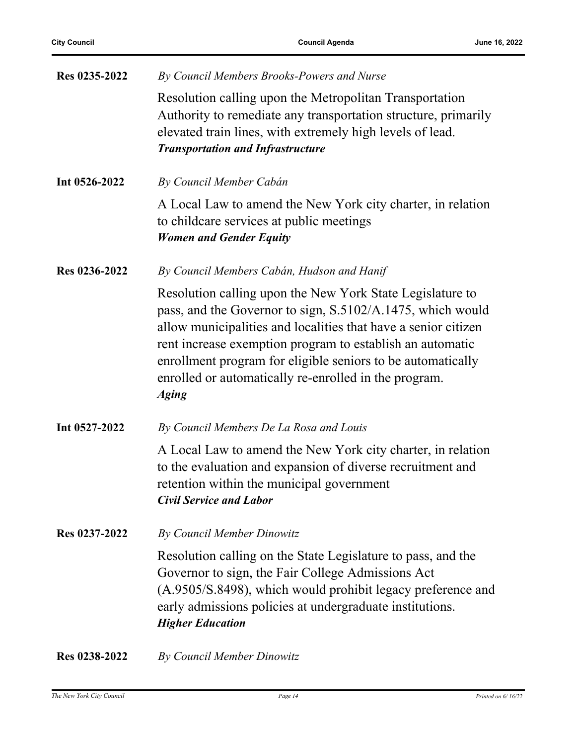**Res 0235-2022** *By Council Members Brooks-Powers and Nurse*

Resolution calling upon the Metropolitan Transportation Authority to remediate any transportation structure, primarily elevated train lines, with extremely high levels of lead.
***Transportation and Infrastructure***

**Int 0526-2022** *By Council Member Cabán*

A Local Law to amend the New York city charter, in relation to childcare services at public meetings
***Women and Gender Equity***

**Res 0236-2022** *By Council Members Cabán, Hudson and Hanif*

Resolution calling upon the New York State Legislature to pass, and the Governor to sign, S.5102/A.1475, which would allow municipalities and localities that have a senior citizen rent increase exemption program to establish an automatic enrollment program for eligible seniors to be automatically enrolled or automatically re-enrolled in the program.
***Aging***

**Int 0527-2022** *By Council Members De La Rosa and Louis*

A Local Law to amend the New York city charter, in relation to the evaluation and expansion of diverse recruitment and retention within the municipal government
***Civil Service and Labor***

**Res 0237-2022** *By Council Member Dinowitz*

Resolution calling on the State Legislature to pass, and the Governor to sign, the Fair College Admissions Act (A.9505/S.8498), which would prohibit legacy preference and early admissions policies at undergraduate institutions.
***Higher Education***

**Res 0238-2022** *By Council Member Dinowitz*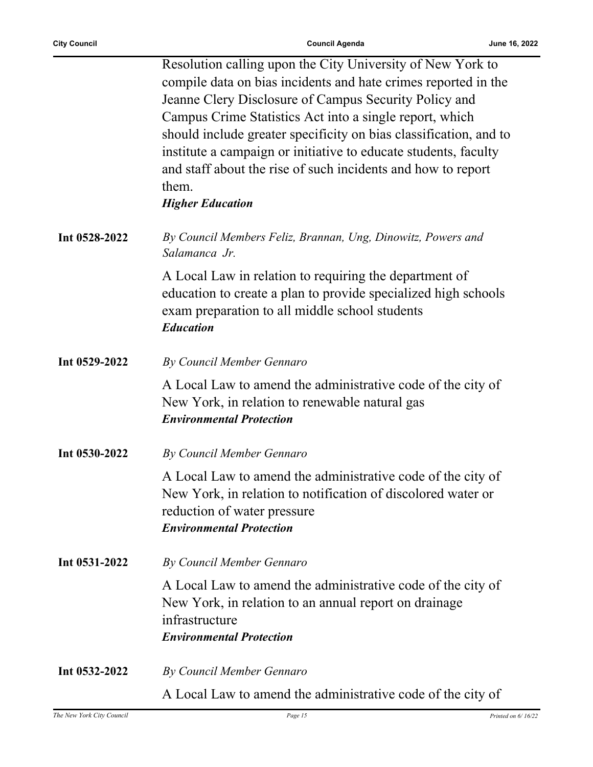Resolution calling upon the City University of New York to compile data on bias incidents and hate crimes reported in the Jeanne Clery Disclosure of Campus Security Policy and Campus Crime Statistics Act into a single report, which should include greater specificity on bias classification, and to institute a campaign or initiative to educate students, faculty and staff about the rise of such incidents and how to report them.

***Higher Education***

**Int 0528-2022**

*By Council Members Feliz, Brannan, Ung, Dinowitz, Powers and Salamanca Jr.*

A Local Law in relation to requiring the department of education to create a plan to provide specialized high schools exam preparation to all middle school students

***Education***

**Int 0529-2022**

*By Council Member Gennaro*

A Local Law to amend the administrative code of the city of New York, in relation to renewable natural gas

***Environmental Protection***

**Int 0530-2022**

*By Council Member Gennaro*

A Local Law to amend the administrative code of the city of New York, in relation to notification of discolored water or reduction of water pressure

***Environmental Protection***

**Int 0531-2022**

*By Council Member Gennaro*

A Local Law to amend the administrative code of the city of New York, in relation to an annual report on drainage infrastructure

***Environmental Protection***

**Int 0532-2022**

*By Council Member Gennaro*

A Local Law to amend the administrative code of the city of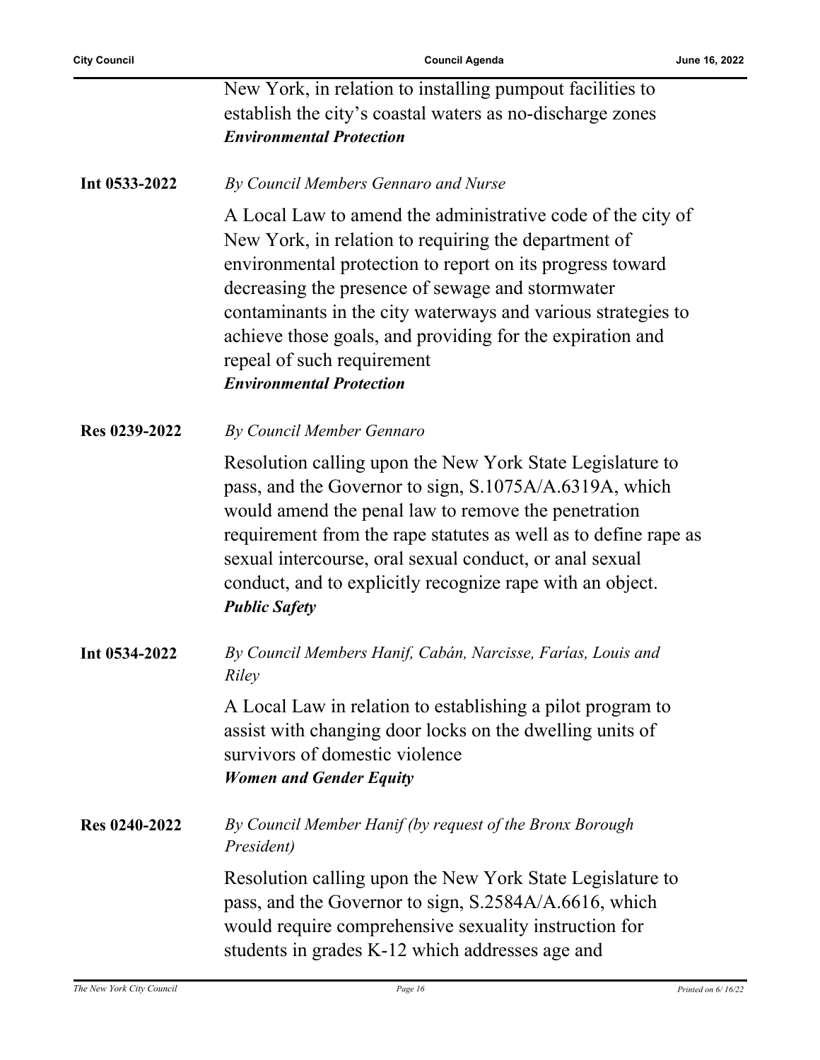New York, in relation to installing pumpout facilities to establish the city's coastal waters as no-discharge zones
***Environmental Protection***

**Int 0533-2022** *By Council Members Gennaro and Nurse*

A Local Law to amend the administrative code of the city of New York, in relation to requiring the department of environmental protection to report on its progress toward decreasing the presence of sewage and stormwater contaminants in the city waterways and various strategies to achieve those goals, and providing for the expiration and repeal of such requirement
***Environmental Protection***

**Res 0239-2022** *By Council Member Gennaro*

Resolution calling upon the New York State Legislature to pass, and the Governor to sign, S.1075A/A.6319A, which would amend the penal law to remove the penetration requirement from the rape statutes as well as to define rape as sexual intercourse, oral sexual conduct, or anal sexual conduct, and to explicitly recognize rape with an object.
***Public Safety***

**Int 0534-2022** *By Council Members Hanif, Cabán, Narcisse, Farías, Louis and Riley*

A Local Law in relation to establishing a pilot program to assist with changing door locks on the dwelling units of survivors of domestic violence
***Women and Gender Equity***

**Res 0240-2022** *By Council Member Hanif (by request of the Bronx Borough President)*

Resolution calling upon the New York State Legislature to pass, and the Governor to sign, S.2584A/A.6616, which would require comprehensive sexuality instruction for students in grades K-12 which addresses age and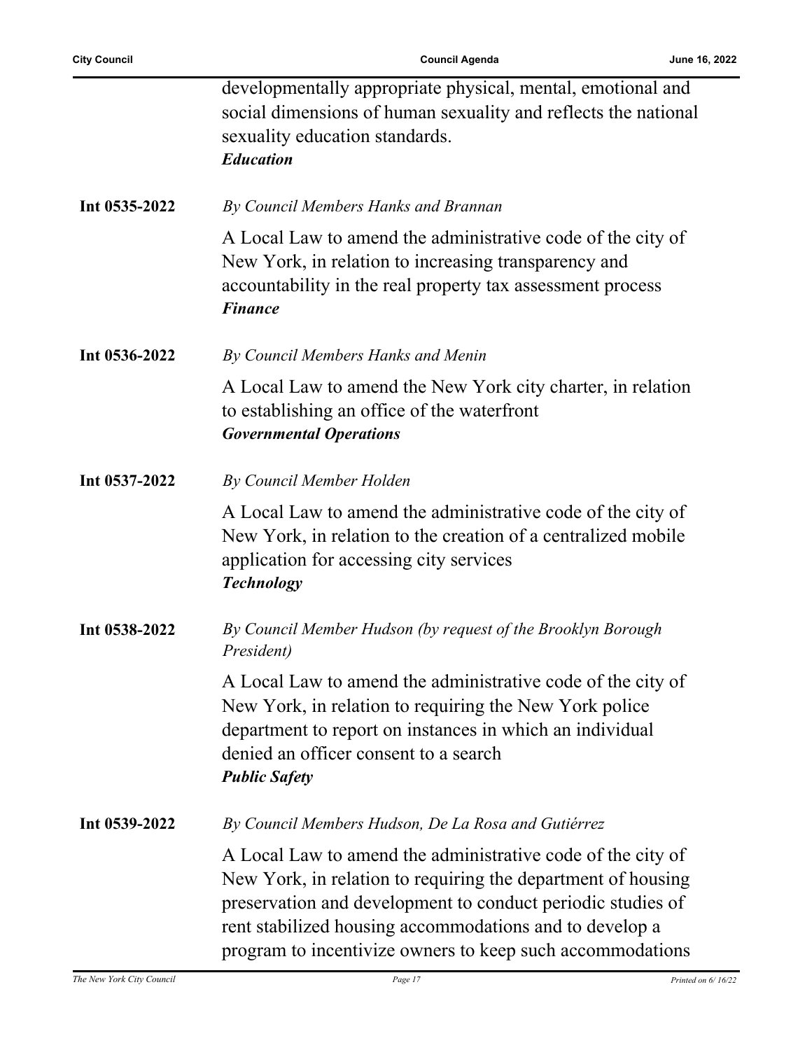developmentally appropriate physical, mental, emotional and social dimensions of human sexuality and reflects the national sexuality education standards.

***Education***

**Int 0535-2022** *By Council Members Hanks and Brannan*

A Local Law to amend the administrative code of the city of New York, in relation to increasing transparency and accountability in the real property tax assessment process

***Finance***

**Int 0536-2022** *By Council Members Hanks and Menin*

A Local Law to amend the New York city charter, in relation to establishing an office of the waterfront

***Governmental Operations***

**Int 0537-2022** *By Council Member Holden*

A Local Law to amend the administrative code of the city of New York, in relation to the creation of a centralized mobile application for accessing city services

***Technology***

**Int 0538-2022** *By Council Member Hudson (by request of the Brooklyn Borough President)*

A Local Law to amend the administrative code of the city of New York, in relation to requiring the New York police department to report on instances in which an individual denied an officer consent to a search

***Public Safety***

**Int 0539-2022** *By Council Members Hudson, De La Rosa and Gutiérrez*

A Local Law to amend the administrative code of the city of New York, in relation to requiring the department of housing preservation and development to conduct periodic studies of rent stabilized housing accommodations and to develop a program to incentivize owners to keep such accommodations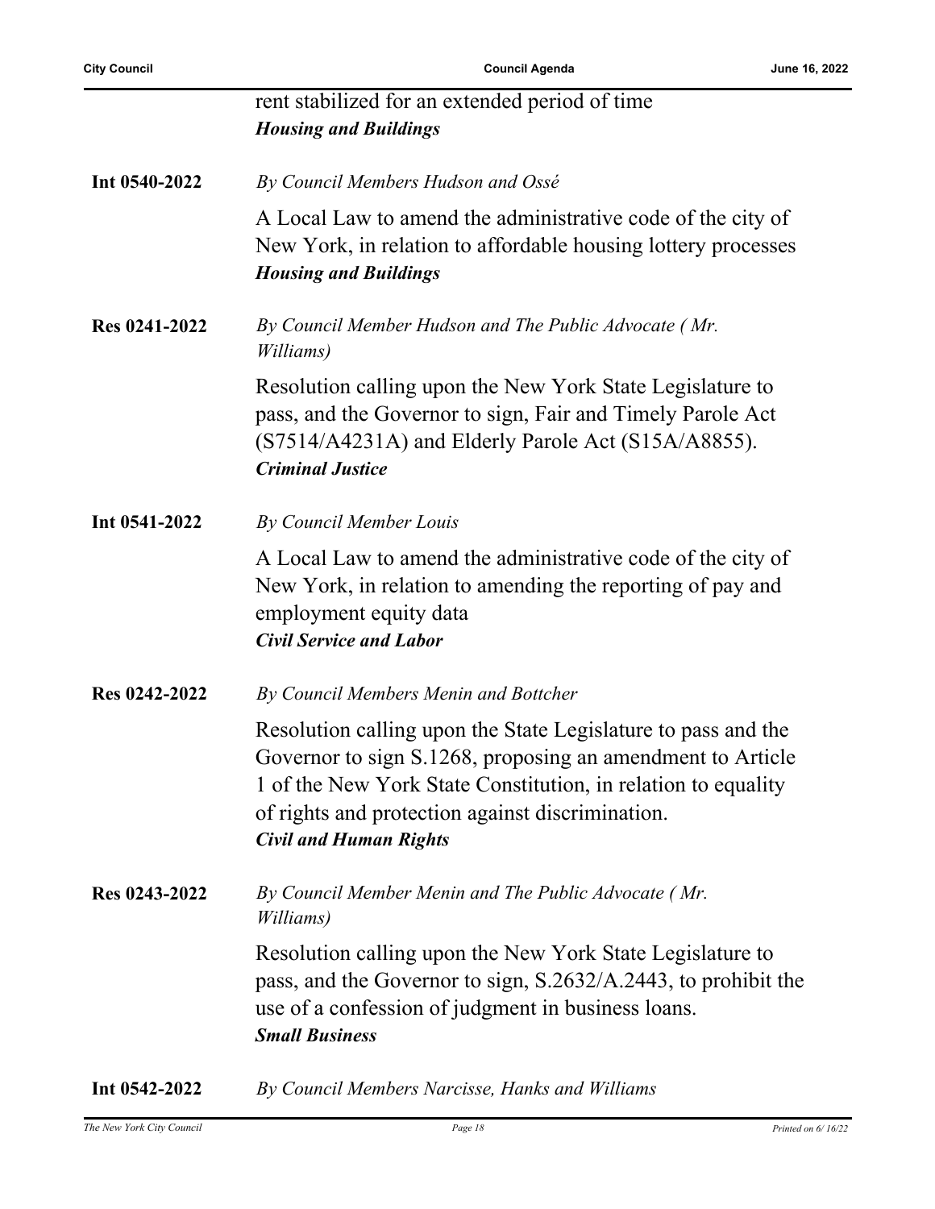rent stabilized for an extended period of time
***Housing and Buildings***

**Int 0540-2022** *By Council Members Hudson and Ossé*

A Local Law to amend the administrative code of the city of New York, in relation to affordable housing lottery processes
***Housing and Buildings***

**Res 0241-2022** *By Council Member Hudson and The Public Advocate ( Mr. Williams)*

Resolution calling upon the New York State Legislature to pass, and the Governor to sign, Fair and Timely Parole Act (S7514/A4231A) and Elderly Parole Act (S15A/A8855).
***Criminal Justice***

**Int 0541-2022** *By Council Member Louis*

A Local Law to amend the administrative code of the city of New York, in relation to amending the reporting of pay and employment equity data
***Civil Service and Labor***

**Res 0242-2022** *By Council Members Menin and Bottcher*

Resolution calling upon the State Legislature to pass and the Governor to sign S.1268, proposing an amendment to Article 1 of the New York State Constitution, in relation to equality of rights and protection against discrimination.
***Civil and Human Rights***

**Res 0243-2022** *By Council Member Menin and The Public Advocate ( Mr. Williams)*

Resolution calling upon the New York State Legislature to pass, and the Governor to sign, S.2632/A.2443, to prohibit the use of a confession of judgment in business loans.
***Small Business***

**Int 0542-2022** *By Council Members Narcisse, Hanks and Williams*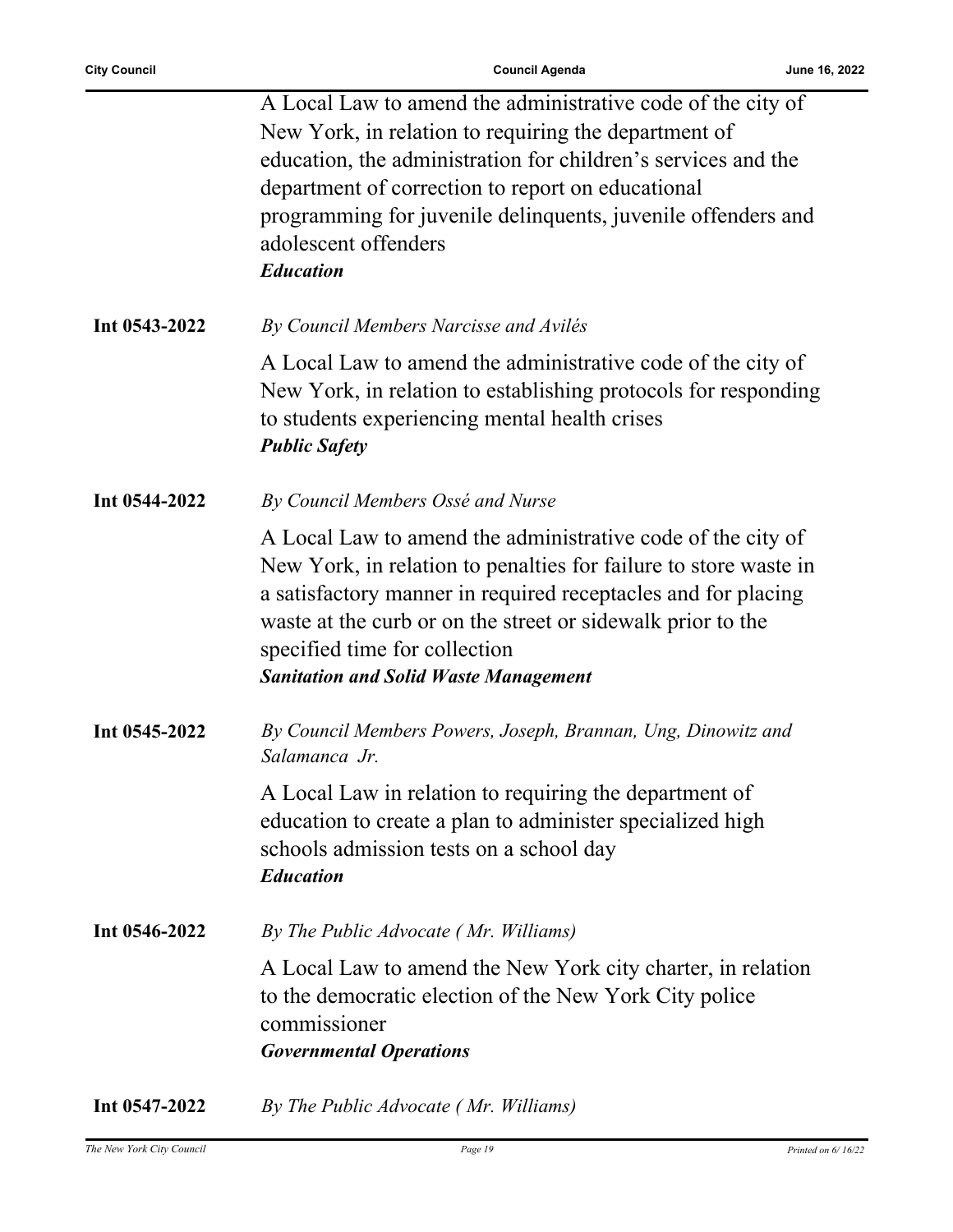A Local Law to amend the administrative code of the city of New York, in relation to requiring the department of education, the administration for children's services and the department of correction to report on educational programming for juvenile delinquents, juvenile offenders and adolescent offenders
***Education***

**Int 0543-2022** *By Council Members Narcisse and Avilés*

A Local Law to amend the administrative code of the city of New York, in relation to establishing protocols for responding to students experiencing mental health crises
***Public Safety***

**Int 0544-2022** *By Council Members Ossé and Nurse*

A Local Law to amend the administrative code of the city of New York, in relation to penalties for failure to store waste in a satisfactory manner in required receptacles and for placing waste at the curb or on the street or sidewalk prior to the specified time for collection
***Sanitation and Solid Waste Management***

**Int 0545-2022** *By Council Members Powers, Joseph, Brannan, Ung, Dinowitz and Salamanca Jr.*

A Local Law in relation to requiring the department of education to create a plan to administer specialized high schools admission tests on a school day
***Education***

**Int 0546-2022** *By The Public Advocate ( Mr. Williams)*

A Local Law to amend the New York city charter, in relation to the democratic election of the New York City police commissioner
***Governmental Operations***

**Int 0547-2022** *By The Public Advocate ( Mr. Williams)*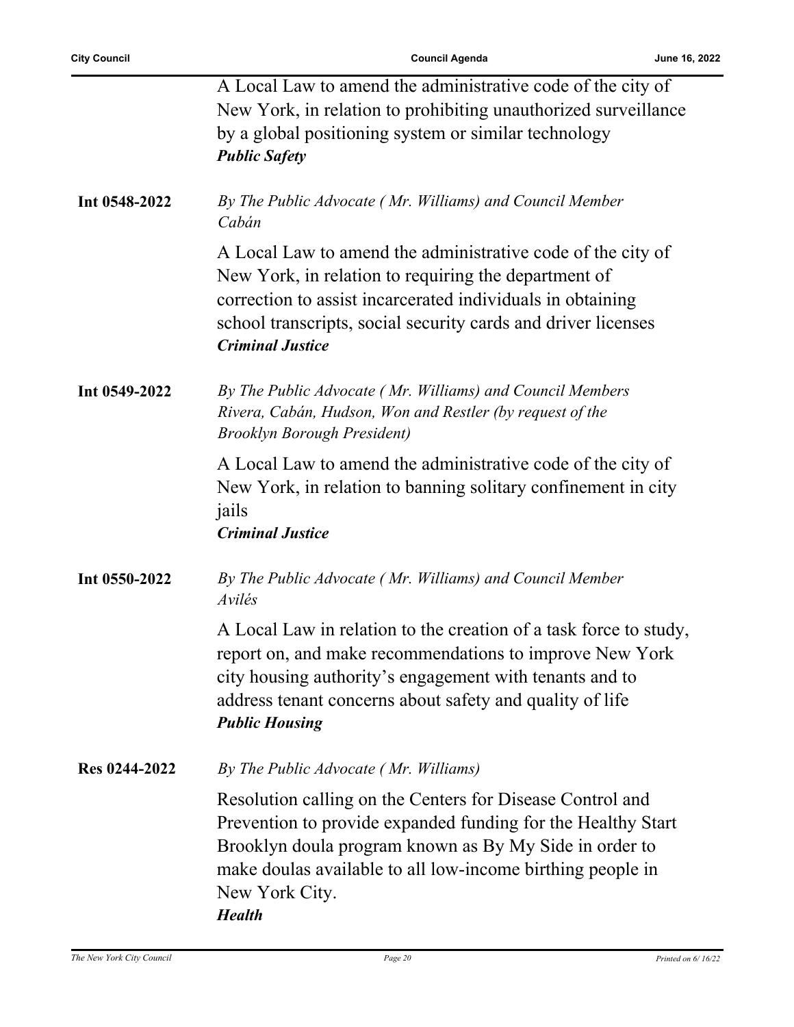A Local Law to amend the administrative code of the city of New York, in relation to prohibiting unauthorized surveillance by a global positioning system or similar technology
***Public Safety***

**Int 0548-2022**

*By The Public Advocate ( Mr. Williams) and Council Member Cabán*

A Local Law to amend the administrative code of the city of New York, in relation to requiring the department of correction to assist incarcerated individuals in obtaining school transcripts, social security cards and driver licenses
***Criminal Justice***

**Int 0549-2022**

*By The Public Advocate ( Mr. Williams) and Council Members Rivera, Cabán, Hudson, Won and Restler (by request of the Brooklyn Borough President)*

A Local Law to amend the administrative code of the city of New York, in relation to banning solitary confinement in city jails
***Criminal Justice***

**Int 0550-2022**

*By The Public Advocate ( Mr. Williams) and Council Member Avilés*

A Local Law in relation to the creation of a task force to study, report on, and make recommendations to improve New York city housing authority's engagement with tenants and to address tenant concerns about safety and quality of life
***Public Housing***

**Res 0244-2022**

*By The Public Advocate ( Mr. Williams)*

Resolution calling on the Centers for Disease Control and Prevention to provide expanded funding for the Healthy Start Brooklyn doula program known as By My Side in order to make doulas available to all low-income birthing people in New York City.
***Health***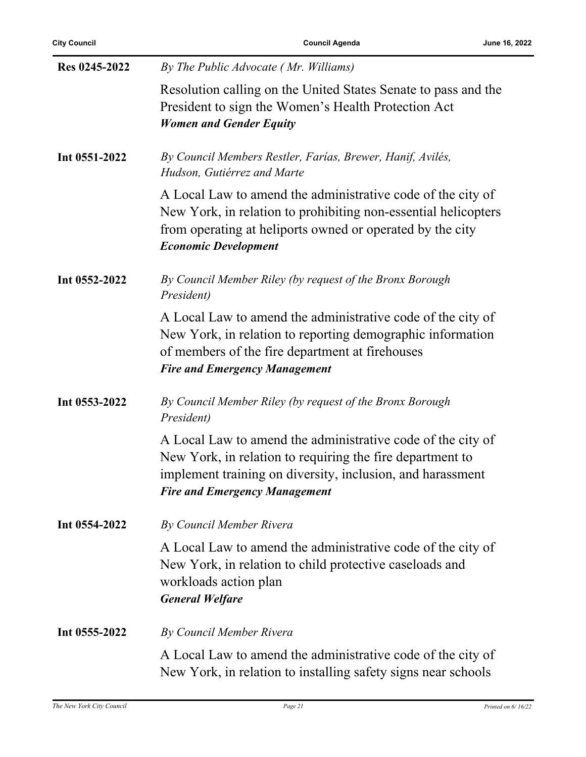**Res 0245-2022** *By The Public Advocate ( Mr. Williams)*

Resolution calling on the United States Senate to pass and the President to sign the Women's Health Protection Act
***Women and Gender Equity***

**Int 0551-2022** *By Council Members Restler, Farías, Brewer, Hanif, Avilés, Hudson, Gutiérrez and Marte*

A Local Law to amend the administrative code of the city of New York, in relation to prohibiting non-essential helicopters from operating at heliports owned or operated by the city
***Economic Development***

**Int 0552-2022** *By Council Member Riley (by request of the Bronx Borough President)*

A Local Law to amend the administrative code of the city of New York, in relation to reporting demographic information of members of the fire department at firehouses
***Fire and Emergency Management***

**Int 0553-2022** *By Council Member Riley (by request of the Bronx Borough President)*

A Local Law to amend the administrative code of the city of New York, in relation to requiring the fire department to implement training on diversity, inclusion, and harassment
***Fire and Emergency Management***

**Int 0554-2022** *By Council Member Rivera*

A Local Law to amend the administrative code of the city of New York, in relation to child protective caseloads and workloads action plan
***General Welfare***

**Int 0555-2022** *By Council Member Rivera*

A Local Law to amend the administrative code of the city of New York, in relation to installing safety signs near schools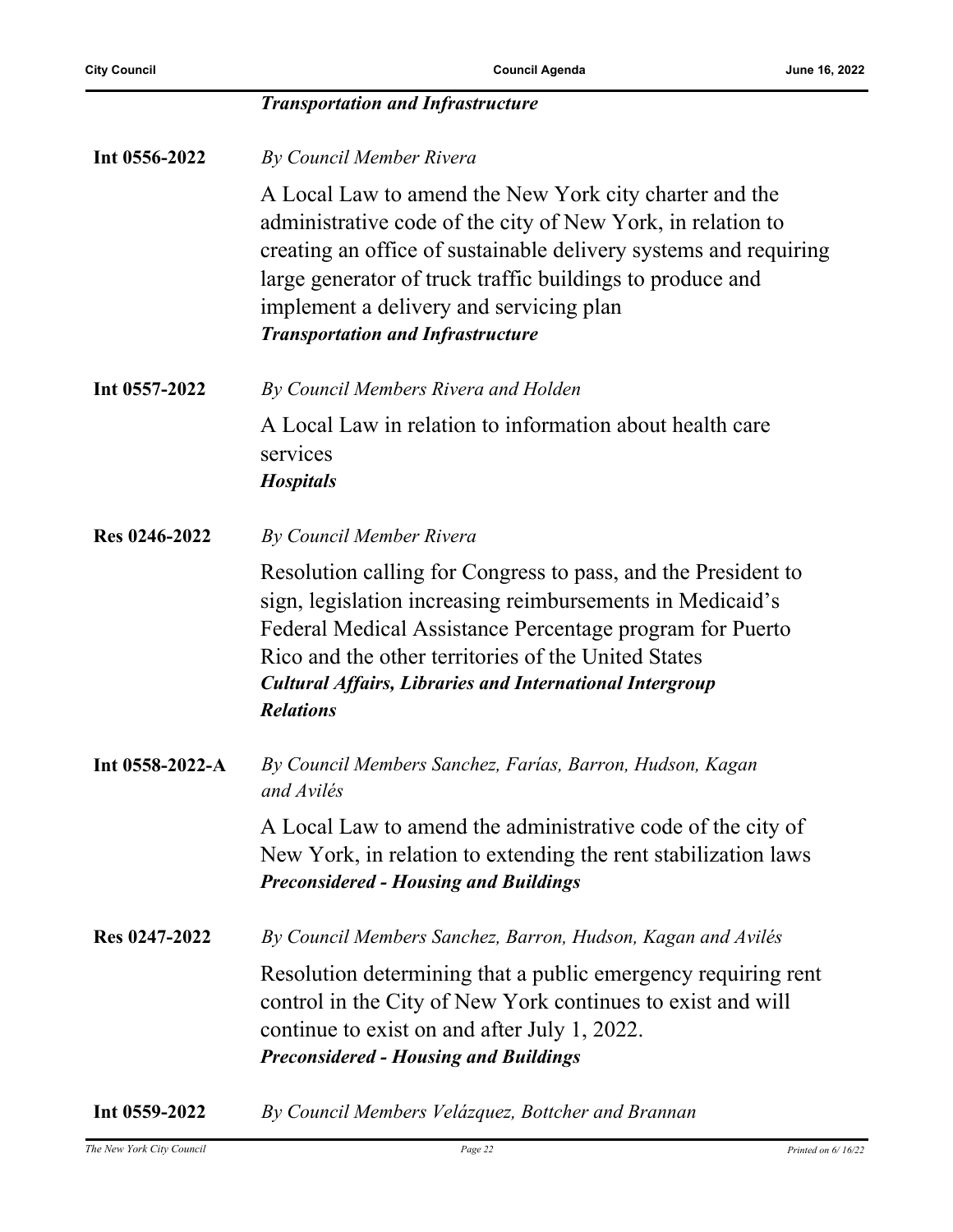***Transportation and Infrastructure***

**Int 0556-2022** *By Council Member Rivera*

A Local Law to amend the New York city charter and the administrative code of the city of New York, in relation to creating an office of sustainable delivery systems and requiring large generator of truck traffic buildings to produce and implement a delivery and servicing plan

***Transportation and Infrastructure***

**Int 0557-2022** *By Council Members Rivera and Holden*

A Local Law in relation to information about health care services

***Hospitals***

**Res 0246-2022** *By Council Member Rivera*

Resolution calling for Congress to pass, and the President to sign, legislation increasing reimbursements in Medicaid's Federal Medical Assistance Percentage program for Puerto Rico and the other territories of the United States

***Cultural Affairs, Libraries and International Intergroup Relations***

**Int 0558-2022-A** *By Council Members Sanchez, Farías, Barron, Hudson, Kagan and Avilés*

A Local Law to amend the administrative code of the city of New York, in relation to extending the rent stabilization laws

***Preconsidered - Housing and Buildings***

**Res 0247-2022** *By Council Members Sanchez, Barron, Hudson, Kagan and Avilés*

Resolution determining that a public emergency requiring rent control in the City of New York continues to exist and will continue to exist on and after July 1, 2022.

***Preconsidered - Housing and Buildings***

**Int 0559-2022** *By Council Members Velázquez, Bottcher and Brannan*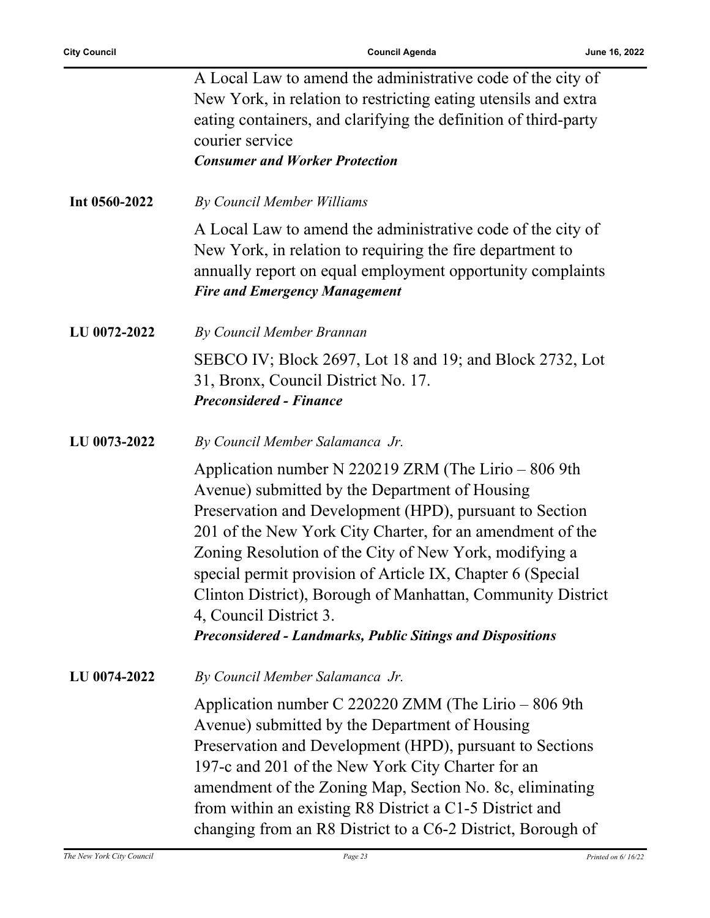A Local Law to amend the administrative code of the city of New York, in relation to restricting eating utensils and extra eating containers, and clarifying the definition of third-party courier service
***Consumer and Worker Protection***

**Int 0560-2022** *By Council Member Williams*

A Local Law to amend the administrative code of the city of New York, in relation to requiring the fire department to annually report on equal employment opportunity complaints
***Fire and Emergency Management***

**LU 0072-2022** *By Council Member Brannan*

SEBCO IV; Block 2697, Lot 18 and 19; and Block 2732, Lot 31, Bronx, Council District No. 17.
***Preconsidered - Finance***

**LU 0073-2022** *By Council Member Salamanca Jr.*

Application number N 220219 ZRM (The Lirio – 806 9th Avenue) submitted by the Department of Housing Preservation and Development (HPD), pursuant to Section 201 of the New York City Charter, for an amendment of the Zoning Resolution of the City of New York, modifying a special permit provision of Article IX, Chapter 6 (Special Clinton District), Borough of Manhattan, Community District 4, Council District 3.
***Preconsidered - Landmarks, Public Sitings and Dispositions***

**LU 0074-2022** *By Council Member Salamanca Jr.*

Application number C 220220 ZMM (The Lirio – 806 9th Avenue) submitted by the Department of Housing Preservation and Development (HPD), pursuant to Sections 197-c and 201 of the New York City Charter for an amendment of the Zoning Map, Section No. 8c, eliminating from within an existing R8 District a C1-5 District and changing from an R8 District to a C6-2 District, Borough of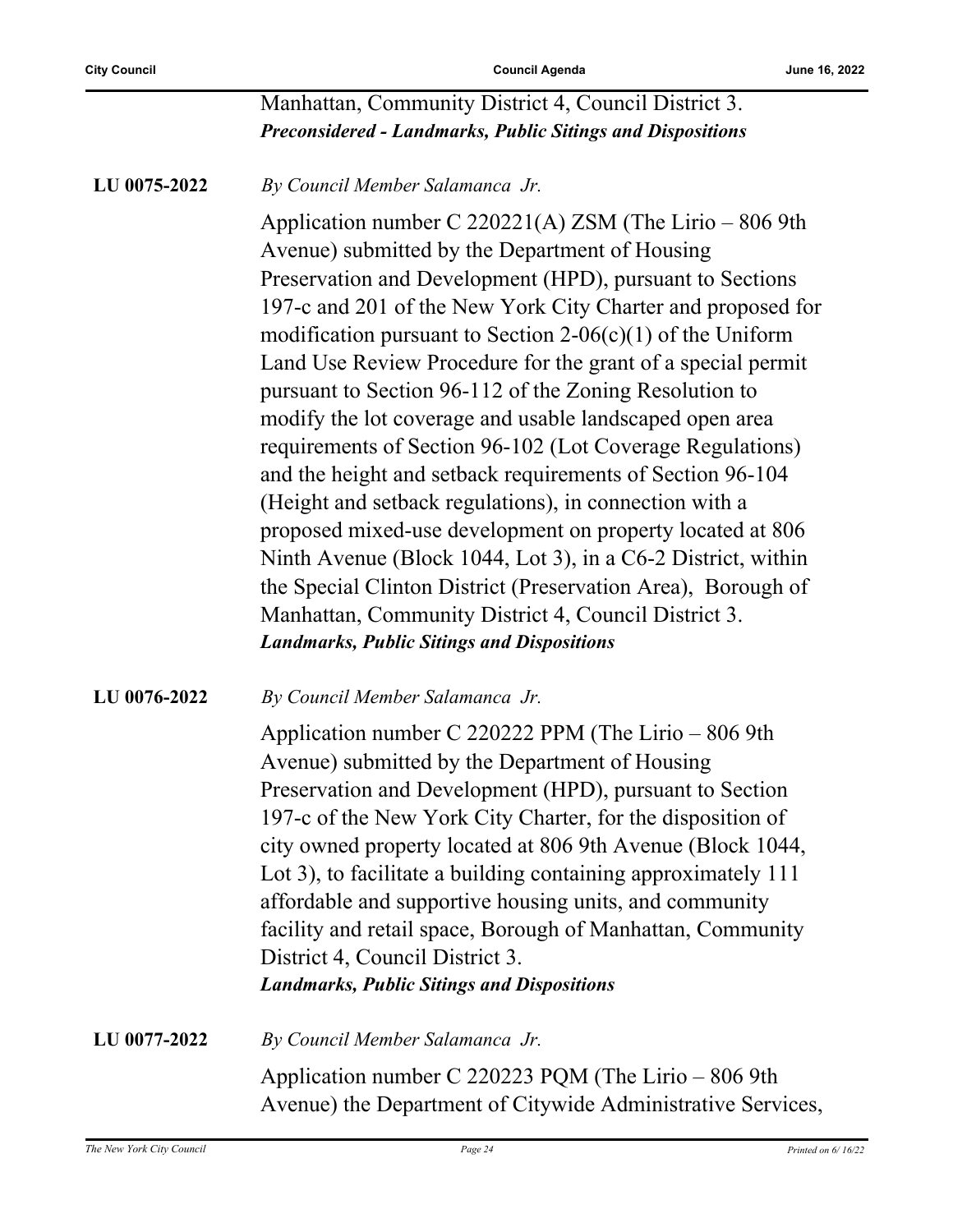Manhattan, Community District 4, Council District 3.
***Preconsidered - Landmarks, Public Sitings and Dispositions***

**LU 0075-2022** *By Council Member Salamanca Jr.*

Application number C 220221(A) ZSM (The Lirio – 806 9th Avenue) submitted by the Department of Housing Preservation and Development (HPD), pursuant to Sections 197-c and 201 of the New York City Charter and proposed for modification pursuant to Section 2-06(c)(1) of the Uniform Land Use Review Procedure for the grant of a special permit pursuant to Section 96-112 of the Zoning Resolution to modify the lot coverage and usable landscaped open area requirements of Section 96-102 (Lot Coverage Regulations) and the height and setback requirements of Section 96-104 (Height and setback regulations), in connection with a proposed mixed-use development on property located at 806 Ninth Avenue (Block 1044, Lot 3), in a C6-2 District, within the Special Clinton District (Preservation Area), Borough of Manhattan, Community District 4, Council District 3.
***Landmarks, Public Sitings and Dispositions***

**LU 0076-2022** *By Council Member Salamanca Jr.*

Application number C 220222 PPM (The Lirio – 806 9th Avenue) submitted by the Department of Housing Preservation and Development (HPD), pursuant to Section 197-c of the New York City Charter, for the disposition of city owned property located at 806 9th Avenue (Block 1044, Lot 3), to facilitate a building containing approximately 111 affordable and supportive housing units, and community facility and retail space, Borough of Manhattan, Community District 4, Council District 3.
***Landmarks, Public Sitings and Dispositions***

**LU 0077-2022** *By Council Member Salamanca Jr.*

Application number C 220223 PQM (The Lirio – 806 9th Avenue) the Department of Citywide Administrative Services,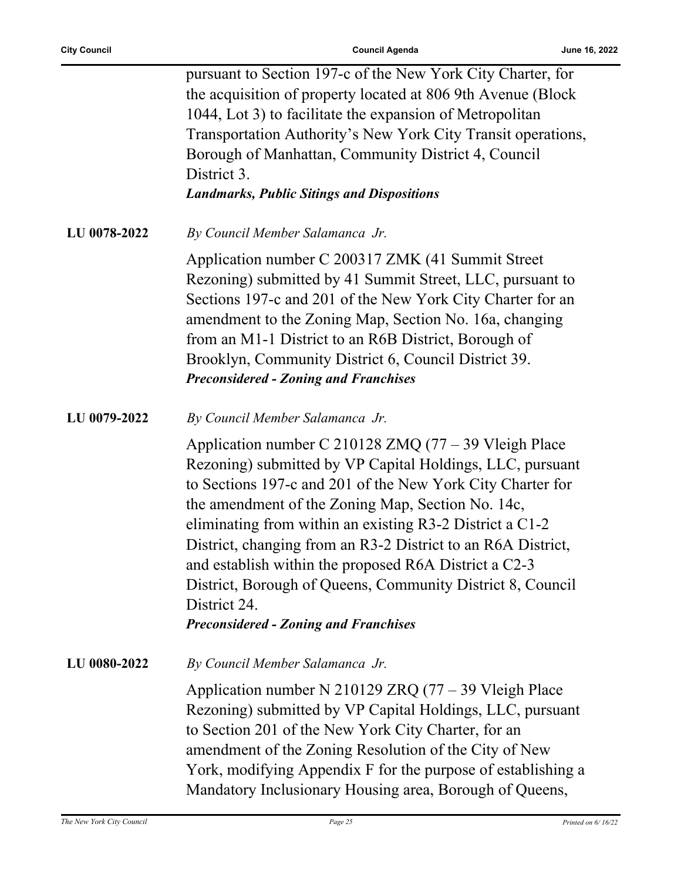pursuant to Section 197-c of the New York City Charter, for the acquisition of property located at 806 9th Avenue (Block 1044, Lot 3) to facilitate the expansion of Metropolitan Transportation Authority's New York City Transit operations, Borough of Manhattan, Community District 4, Council District 3.

***Landmarks, Public Sitings and Dispositions***

**LU 0078-2022** *By Council Member Salamanca Jr.*

Application number C 200317 ZMK (41 Summit Street Rezoning) submitted by 41 Summit Street, LLC, pursuant to Sections 197-c and 201 of the New York City Charter for an amendment to the Zoning Map, Section No. 16a, changing from an M1-1 District to an R6B District, Borough of Brooklyn, Community District 6, Council District 39.

***Preconsidered - Zoning and Franchises***

**LU 0079-2022** *By Council Member Salamanca Jr.*

Application number C 210128 ZMQ (77 – 39 Vleigh Place Rezoning) submitted by VP Capital Holdings, LLC, pursuant to Sections 197-c and 201 of the New York City Charter for the amendment of the Zoning Map, Section No. 14c, eliminating from within an existing R3-2 District a C1-2 District, changing from an R3-2 District to an R6A District, and establish within the proposed R6A District a C2-3 District, Borough of Queens, Community District 8, Council District 24.

***Preconsidered - Zoning and Franchises***

**LU 0080-2022** *By Council Member Salamanca Jr.*

Application number N 210129 ZRQ (77 – 39 Vleigh Place Rezoning) submitted by VP Capital Holdings, LLC, pursuant to Section 201 of the New York City Charter, for an amendment of the Zoning Resolution of the City of New York, modifying Appendix F for the purpose of establishing a Mandatory Inclusionary Housing area, Borough of Queens,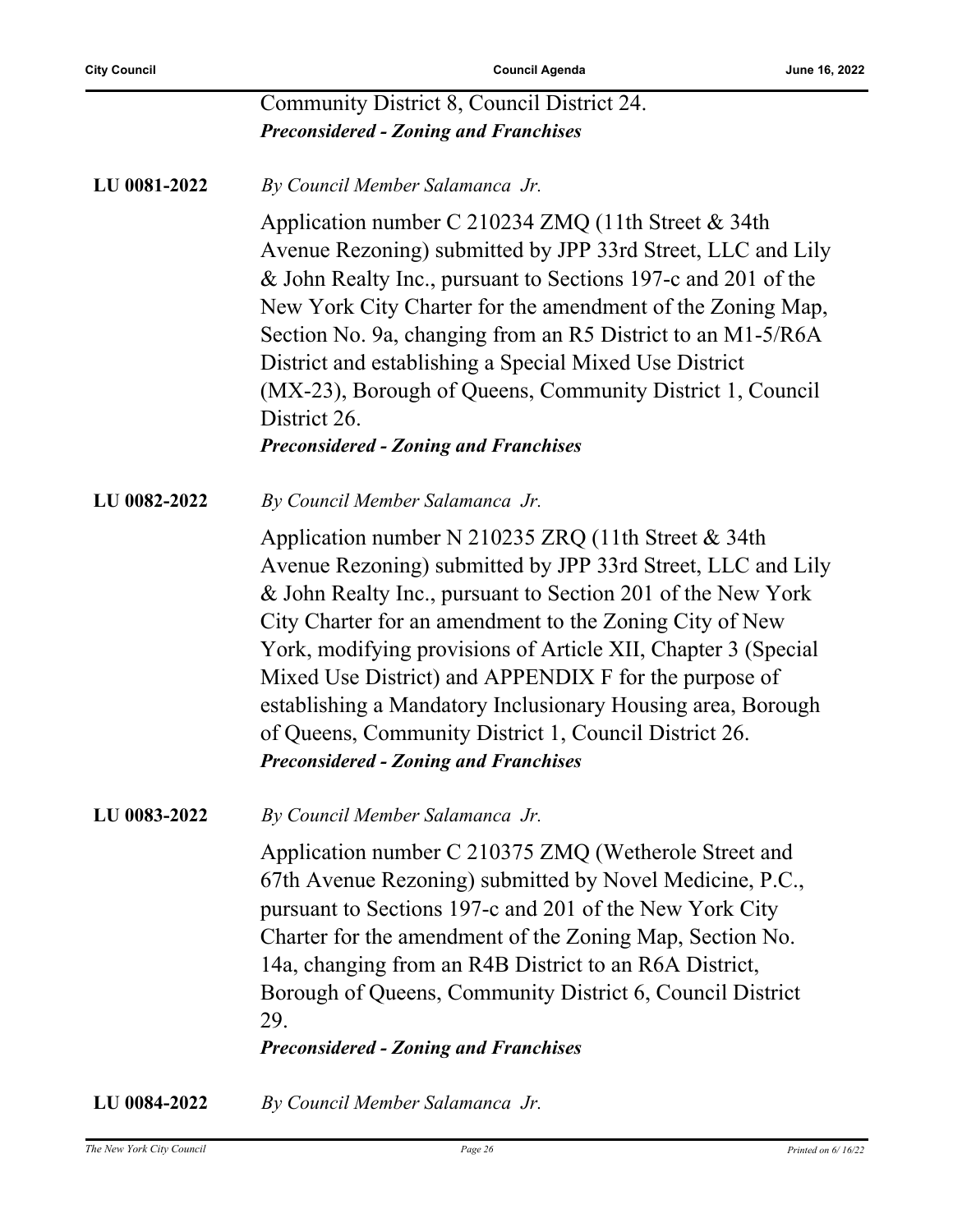Community District 8, Council District 24.
***Preconsidered - Zoning and Franchises***

**LU 0081-2022** *By Council Member Salamanca Jr.*

Application number C 210234 ZMQ (11th Street & 34th Avenue Rezoning) submitted by JPP 33rd Street, LLC and Lily & John Realty Inc., pursuant to Sections 197-c and 201 of the New York City Charter for the amendment of the Zoning Map, Section No. 9a, changing from an R5 District to an M1-5/R6A District and establishing a Special Mixed Use District (MX-23), Borough of Queens, Community District 1, Council District 26.
***Preconsidered - Zoning and Franchises***

**LU 0082-2022** *By Council Member Salamanca Jr.*

Application number N 210235 ZRQ (11th Street & 34th Avenue Rezoning) submitted by JPP 33rd Street, LLC and Lily & John Realty Inc., pursuant to Section 201 of the New York City Charter for an amendment to the Zoning City of New York, modifying provisions of Article XII, Chapter 3 (Special Mixed Use District) and APPENDIX F for the purpose of establishing a Mandatory Inclusionary Housing area, Borough of Queens, Community District 1, Council District 26.
***Preconsidered - Zoning and Franchises***

**LU 0083-2022** *By Council Member Salamanca Jr.*

Application number C 210375 ZMQ (Wetherole Street and 67th Avenue Rezoning) submitted by Novel Medicine, P.C., pursuant to Sections 197-c and 201 of the New York City Charter for the amendment of the Zoning Map, Section No. 14a, changing from an R4B District to an R6A District, Borough of Queens, Community District 6, Council District 29.
***Preconsidered - Zoning and Franchises***

**LU 0084-2022** *By Council Member Salamanca Jr.*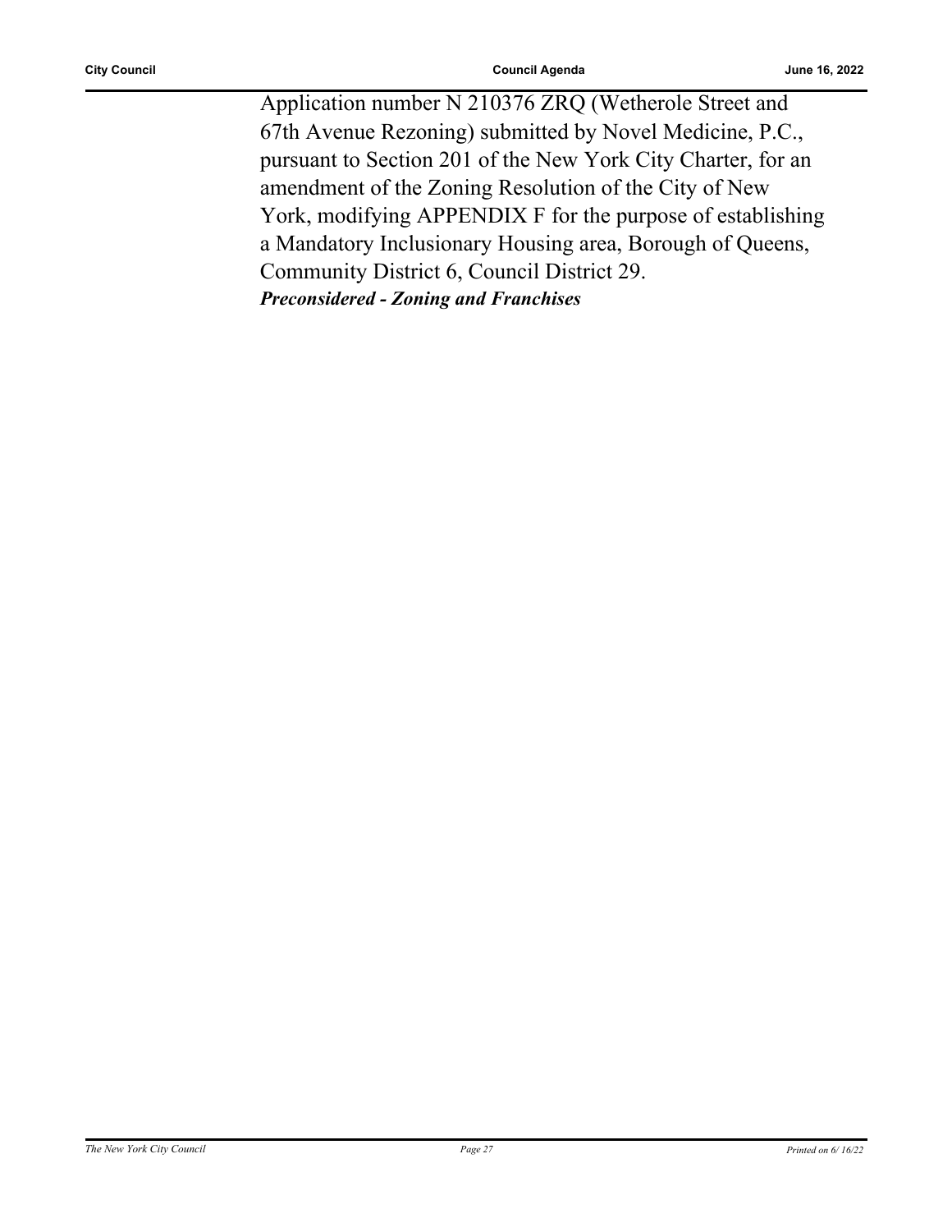Application number N 210376 ZRQ (Wetherole Street and 67th Avenue Rezoning) submitted by Novel Medicine, P.C., pursuant to Section 201 of the New York City Charter, for an amendment of the Zoning Resolution of the City of New York, modifying APPENDIX F for the purpose of establishing a Mandatory Inclusionary Housing area, Borough of Queens, Community District 6, Council District 29.

***Preconsidered - Zoning and Franchises***